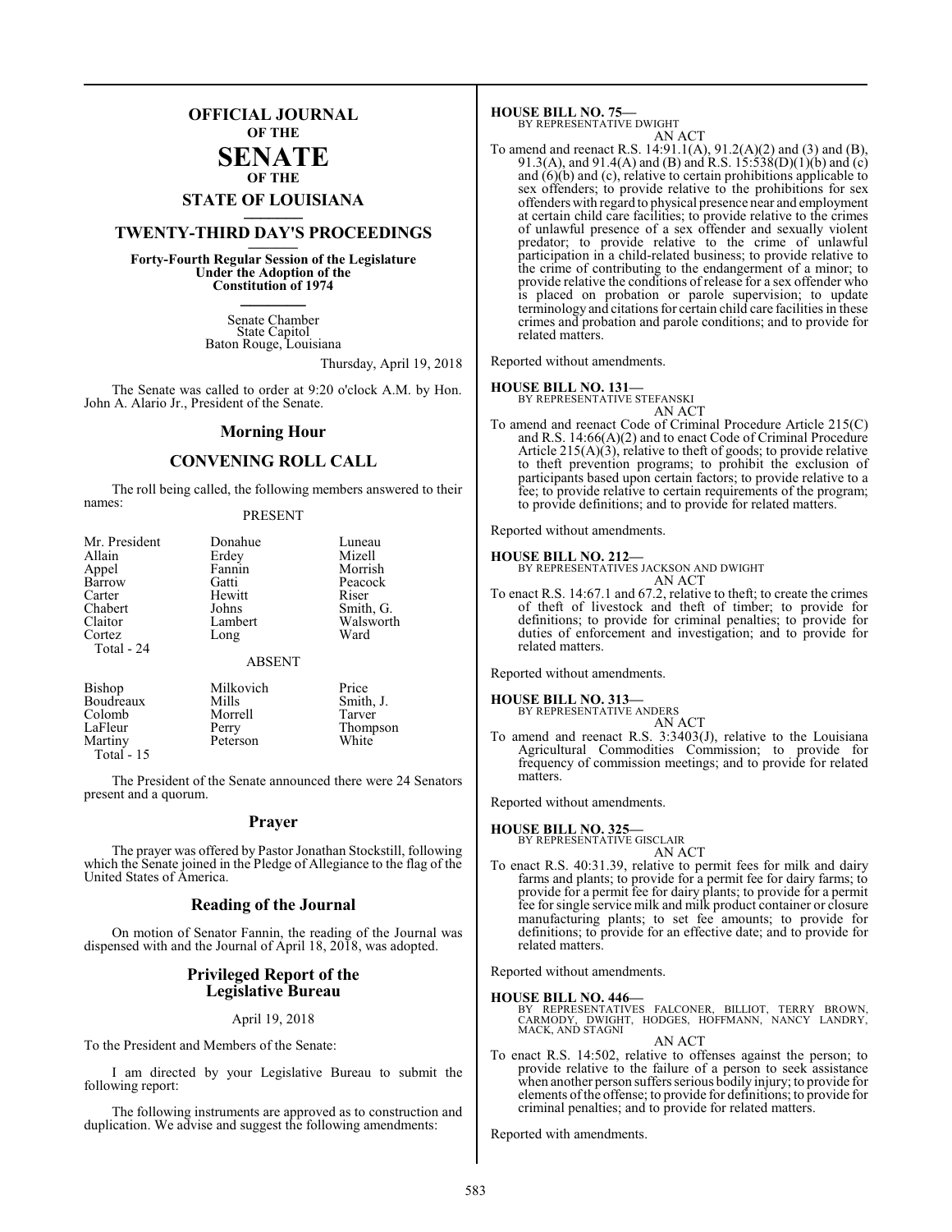# OFFICIAL JOURNAL
## OF THE
# SENATE
## OF THE
## STATE OF LOUISIANA

## TWENTY-THIRD DAY'S PROCEEDINGS

**Forty-Fourth Regular Session of the Legislature Under the Adoption of the Constitution of 1974**

Senate Chamber
State Capitol
Baton Rouge, Louisiana

Thursday, April 19, 2018

The Senate was called to order at 9:20 o'clock A.M. by Hon. John A. Alario Jr., President of the Senate.

## Morning Hour

## CONVENING ROLL CALL

The roll being called, the following members answered to their names:

PRESENT

| | | |
|---|---|---|
| Mr. President | Donahue | Luneau |
| Allain | Erdey | Mizell |
| Appel | Fannin | Morrish |
| Barrow | Gatti | Peacock |
| Carter | Hewitt | Riser |
| Chabert | Johns | Smith, G. |
| Claitor | Lambert | Walsworth |
| Cortez | Long | Ward |
| Total - 24 | | |

ABSENT

| | | |
|---|---|---|
| Bishop | Milkovich | Price |
| Boudreaux | Mills | Smith, J. |
| Colomb | Morrell | Tarver |
| LaFleur | Perry | Thompson |
| Martiny | Peterson | White |
| Total - 15 | | |

The President of the Senate announced there were 24 Senators present and a quorum.

## Prayer

The prayer was offered by Pastor Jonathan Stockstill, following which the Senate joined in the Pledge of Allegiance to the flag of the United States of America.

## Reading of the Journal

On motion of Senator Fannin, the reading of the Journal was dispensed with and the Journal of April 18, 2018, was adopted.

## Privileged Report of the Legislative Bureau

April 19, 2018

To the President and Members of the Senate:

I am directed by your Legislative Bureau to submit the following report:

The following instruments are approved as to construction and duplication. We advise and suggest the following amendments:

**HOUSE BILL NO. 75—**
BY REPRESENTATIVE DWIGHT

AN ACT

To amend and reenact R.S. 14:91.1(A), 91.2(A)(2) and (3) and (B), 91.3(A), and 91.4(A) and (B) and R.S. 15:538(D)(1)(b) and (c) and (6)(b) and (c), relative to certain prohibitions applicable to sex offenders; to provide relative to the prohibitions for sex offenders with regard to physical presence near and employment at certain child care facilities; to provide relative to the crimes of unlawful presence of a sex offender and sexually violent predator; to provide relative to the crime of unlawful participation in a child-related business; to provide relative to the crime of contributing to the endangerment of a minor; to provide relative the conditions of release for a sex offender who is placed on probation or parole supervision; to update terminology and citations for certain child care facilities in these crimes and probation and parole conditions; and to provide for related matters.

Reported without amendments.

**HOUSE BILL NO. 131—**
BY REPRESENTATIVE STEFANSKI

AN ACT

To amend and reenact Code of Criminal Procedure Article 215(C) and R.S. 14:66(A)(2) and to enact Code of Criminal Procedure Article 215(A)(3), relative to theft of goods; to provide relative to theft prevention programs; to prohibit the exclusion of participants based upon certain factors; to provide relative to a fee; to provide relative to certain requirements of the program; to provide definitions; and to provide for related matters.

Reported without amendments.

**HOUSE BILL NO. 212—**
BY REPRESENTATIVES JACKSON AND DWIGHT

AN ACT

To enact R.S. 14:67.1 and 67.2, relative to theft; to create the crimes of theft of livestock and theft of timber; to provide for definitions; to provide for criminal penalties; to provide for duties of enforcement and investigation; and to provide for related matters.

Reported without amendments.

**HOUSE BILL NO. 313—**
BY REPRESENTATIVE ANDERS

AN ACT

To amend and reenact R.S. 3:3403(J), relative to the Louisiana Agricultural Commodities Commission; to provide for frequency of commission meetings; and to provide for related matters.

Reported without amendments.

**HOUSE BILL NO. 325—**
BY REPRESENTATIVE GISCLAIR

AN ACT

To enact R.S. 40:31.39, relative to permit fees for milk and dairy farms and plants; to provide for a permit fee for dairy farms; to provide for a permit fee for dairy plants; to provide for a permit fee for single service milk and milk product container or closure manufacturing plants; to set fee amounts; to provide for definitions; to provide for an effective date; and to provide for related matters.

Reported without amendments.

**HOUSE BILL NO. 446—**
BY REPRESENTATIVES FALCONER, BILLIOT, TERRY BROWN, CARMODY, DWIGHT, HODGES, HOFFMANN, NANCY LANDRY, MACK, AND STAGNI

AN ACT

To enact R.S. 14:502, relative to offenses against the person; to provide relative to the failure of a person to seek assistance when another person suffers serious bodily injury; to provide for elements of the offense; to provide for definitions; to provide for criminal penalties; and to provide for related matters.

Reported with amendments.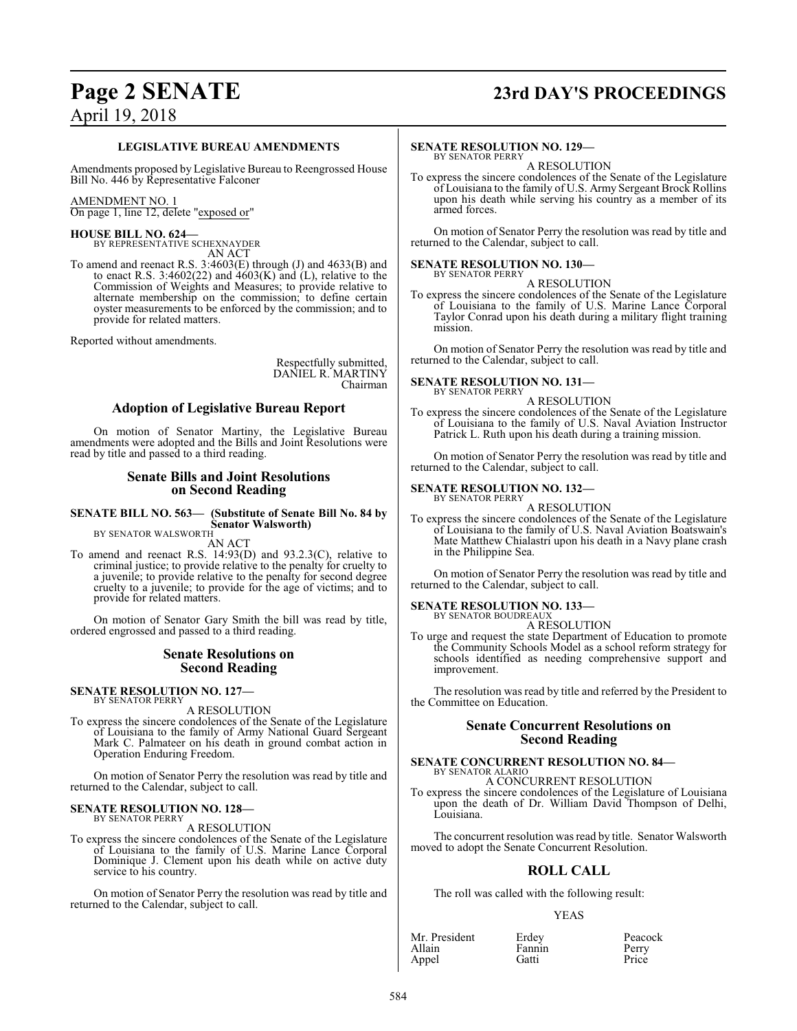### LEGISLATIVE BUREAU AMENDMENTS

Amendments proposed by Legislative Bureau to Reengrossed House Bill No. 446 by Representative Falconer

AMENDMENT NO. 1
On page 1, line 12, delete "exposed or"

**HOUSE BILL NO. 624—**
BY REPRESENTATIVE SCHEXNAYDER
AN ACT

To amend and reenact R.S. 3:4603(E) through (J) and 4633(B) and to enact R.S. 3:4602(22) and 4603(K) and (L), relative to the Commission of Weights and Measures; to provide relative to alternate membership on the commission; to define certain oyster measurements to be enforced by the commission; and to provide for related matters.

Reported without amendments.

Respectfully submitted,
DANIEL R. MARTINY
Chairman

## Adoption of Legislative Bureau Report

On motion of Senator Martiny, the Legislative Bureau amendments were adopted and the Bills and Joint Resolutions were read by title and passed to a third reading.

## Senate Bills and Joint Resolutions on Second Reading

**SENATE BILL NO. 563— (Substitute of Senate Bill No. 84 by Senator Walsworth)**
BY SENATOR WALSWORTH
AN ACT

To amend and reenact R.S. 14:93(D) and 93.2.3(C), relative to criminal justice; to provide relative to the penalty for cruelty to a juvenile; to provide relative to the penalty for second degree cruelty to a juvenile; to provide for the age of victims; and to provide for related matters.

On motion of Senator Gary Smith the bill was read by title, ordered engrossed and passed to a third reading.

## Senate Resolutions on Second Reading

**SENATE RESOLUTION NO. 127—**
BY SENATOR PERRY
A RESOLUTION

To express the sincere condolences of the Senate of the Legislature of Louisiana to the family of Army National Guard Sergeant Mark C. Palmateer on his death in ground combat action in Operation Enduring Freedom.

On motion of Senator Perry the resolution was read by title and returned to the Calendar, subject to call.

**SENATE RESOLUTION NO. 128—**
BY SENATOR PERRY
A RESOLUTION

To express the sincere condolences of the Senate of the Legislature of Louisiana to the family of U.S. Marine Lance Corporal Dominique J. Clement upon his death while on active duty service to his country.

On motion of Senator Perry the resolution was read by title and returned to the Calendar, subject to call.

**SENATE RESOLUTION NO. 129—**
BY SENATOR PERRY
A RESOLUTION

To express the sincere condolences of the Senate of the Legislature of Louisiana to the family of U.S. Army Sergeant Brock Rollins upon his death while serving his country as a member of its armed forces.

On motion of Senator Perry the resolution was read by title and returned to the Calendar, subject to call.

**SENATE RESOLUTION NO. 130—**
BY SENATOR PERRY
A RESOLUTION

To express the sincere condolences of the Senate of the Legislature of Louisiana to the family of U.S. Marine Lance Corporal Taylor Conrad upon his death during a military flight training mission.

On motion of Senator Perry the resolution was read by title and returned to the Calendar, subject to call.

**SENATE RESOLUTION NO. 131—**
BY SENATOR PERRY
A RESOLUTION

To express the sincere condolences of the Senate of the Legislature of Louisiana to the family of U.S. Naval Aviation Instructor Patrick L. Ruth upon his death during a training mission.

On motion of Senator Perry the resolution was read by title and returned to the Calendar, subject to call.

**SENATE RESOLUTION NO. 132—**
BY SENATOR PERRY
A RESOLUTION

To express the sincere condolences of the Senate of the Legislature of Louisiana to the family of U.S. Naval Aviation Boatswain's Mate Matthew Chialastri upon his death in a Navy plane crash in the Philippine Sea.

On motion of Senator Perry the resolution was read by title and returned to the Calendar, subject to call.

**SENATE RESOLUTION NO. 133—**
BY SENATOR BOUDREAUX
A RESOLUTION

To urge and request the state Department of Education to promote the Community Schools Model as a school reform strategy for schools identified as needing comprehensive support and improvement.

The resolution was read by title and referred by the President to the Committee on Education.

## Senate Concurrent Resolutions on Second Reading

**SENATE CONCURRENT RESOLUTION NO. 84—**
BY SENATOR ALARIO
A CONCURRENT RESOLUTION

To express the sincere condolences of the Legislature of Louisiana upon the death of Dr. William David Thompson of Delhi, Louisiana.

The concurrent resolution was read by title. Senator Walsworth moved to adopt the Senate Concurrent Resolution.

## ROLL CALL

The roll was called with the following result:

YEAS

| | | |
|---|---|---|
| Mr. President | Erdey | Peacock |
| Allain | Fannin | Perry |
| Appel | Gatti | Price |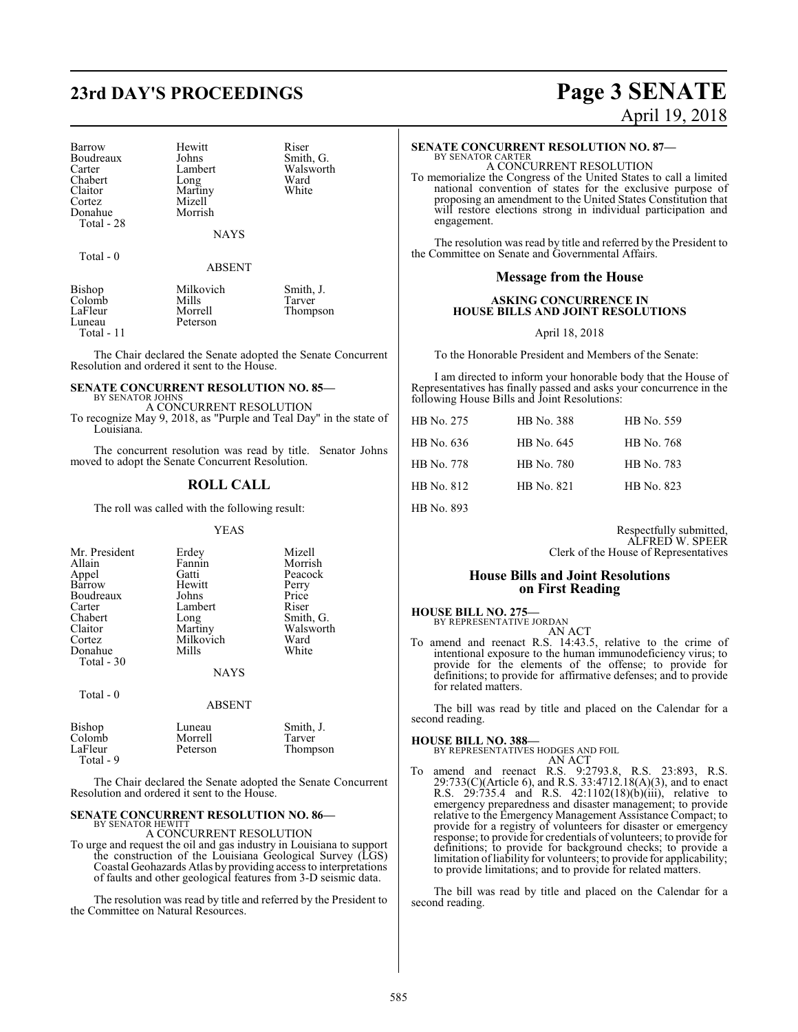| | | |
|---|---|---|
| Barrow | Hewitt | Riser |
| Boudreaux | Johns | Smith, G. |
| Carter | Lambert | Walsworth |
| Chabert | Long | Ward |
| Claitor | Martiny | White |
| Cortez | Mizell | |
| Donahue | Morrish | |
| Total - 28 | | |

NAYS

Total - 0

ABSENT

| | | |
|---|---|---|
| Bishop | Milkovich | Smith, J. |
| Colomb | Mills | Tarver |
| LaFleur | Morrell | Thompson |
| Luneau | Peterson | |
| Total - 11 | | |

The Chair declared the Senate adopted the Senate Concurrent Resolution and ordered it sent to the House.

**SENATE CONCURRENT RESOLUTION NO. 85—**
BY SENATOR JOHNS

A CONCURRENT RESOLUTION

To recognize May 9, 2018, as "Purple and Teal Day" in the state of Louisiana.

The concurrent resolution was read by title. Senator Johns moved to adopt the Senate Concurrent Resolution.

## ROLL CALL

The roll was called with the following result:

YEAS

| | | |
|---|---|---|
| Mr. President | Erdey | Mizell |
| Allain | Fannin | Morrish |
| Appel | Gatti | Peacock |
| Barrow | Hewitt | Perry |
| Boudreaux | Johns | Price |
| Carter | Lambert | Riser |
| Chabert | Long | Smith, G. |
| Claitor | Martiny | Walsworth |
| Cortez | Milkovich | Ward |
| Donahue | Mills | White |
| Total - 30 | | |

NAYS

Total - 0

ABSENT

| | | |
|---|---|---|
| Bishop | Luneau | Smith, J. |
| Colomb | Morrell | Tarver |
| LaFleur | Peterson | Thompson |
| Total - 9 | | |

The Chair declared the Senate adopted the Senate Concurrent Resolution and ordered it sent to the House.

**SENATE CONCURRENT RESOLUTION NO. 86—**
BY SENATOR HEWITT

A CONCURRENT RESOLUTION

To urge and request the oil and gas industry in Louisiana to support the construction of the Louisiana Geological Survey (LGS) Coastal Geohazards Atlas by providing access to interpretations of faults and other geological features from 3-D seismic data.

The resolution was read by title and referred by the President to the Committee on Natural Resources.

**SENATE CONCURRENT RESOLUTION NO. 87—**
BY SENATOR CARTER

A CONCURRENT RESOLUTION

To memorialize the Congress of the United States to call a limited national convention of states for the exclusive purpose of proposing an amendment to the United States Constitution that will restore elections strong in individual participation and engagement.

The resolution was read by title and referred by the President to the Committee on Senate and Governmental Affairs.

## Message from the House

### ASKING CONCURRENCE IN HOUSE BILLS AND JOINT RESOLUTIONS

April 18, 2018

To the Honorable President and Members of the Senate:

I am directed to inform your honorable body that the House of Representatives has finally passed and asks your concurrence in the following House Bills and Joint Resolutions:

| | | |
|---|---|---|
| HB No. 275 | HB No. 388 | HB No. 559 |
| HB No. 636 | HB No. 645 | HB No. 768 |
| HB No. 778 | HB No. 780 | HB No. 783 |
| HB No. 812 | HB No. 821 | HB No. 823 |
| HB No. 893 | | |

Respectfully submitted,
ALFRED W. SPEER
Clerk of the House of Representatives

## House Bills and Joint Resolutions on First Reading

**HOUSE BILL NO. 275—**
BY REPRESENTATIVE JORDAN

AN ACT

To amend and reenact R.S. 14:43.5, relative to the crime of intentional exposure to the human immunodeficiency virus; to provide for the elements of the offense; to provide for definitions; to provide for affirmative defenses; and to provide for related matters.

The bill was read by title and placed on the Calendar for a second reading.

**HOUSE BILL NO. 388—**
BY REPRESENTATIVES HODGES AND FOIL

AN ACT

To amend and reenact R.S. 9:2793.8, R.S. 23:893, R.S. 29:733(C)(Article 6), and R.S. 33:4712.18(A)(3), and to enact R.S. 29:735.4 and R.S. 42:1102(18)(b)(iii), relative to emergency preparedness and disaster management; to provide relative to the Emergency Management Assistance Compact; to provide for a registry of volunteers for disaster or emergency response; to provide for credentials of volunteers; to provide for definitions; to provide for background checks; to provide a limitation of liability for volunteers; to provide for applicability; to provide limitations; and to provide for related matters.

The bill was read by title and placed on the Calendar for a second reading.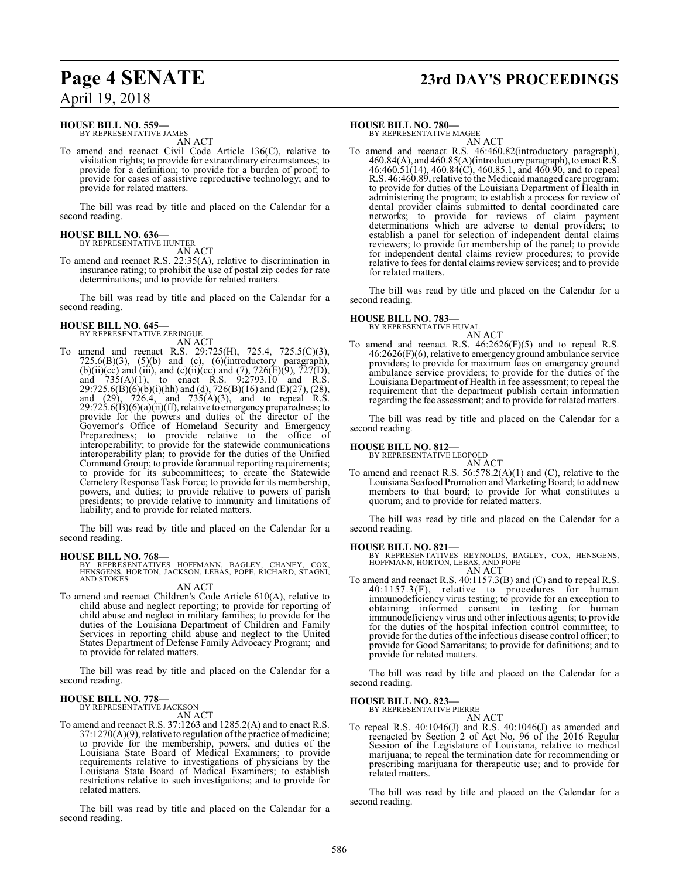**HOUSE BILL NO. 559—**
BY REPRESENTATIVE JAMES

AN ACT

To amend and reenact Civil Code Article 136(C), relative to visitation rights; to provide for extraordinary circumstances; to provide for a definition; to provide for a burden of proof; to provide for cases of assistive reproductive technology; and to provide for related matters.

The bill was read by title and placed on the Calendar for a second reading.

**HOUSE BILL NO. 636—**
BY REPRESENTATIVE HUNTER

AN ACT

To amend and reenact R.S. 22:35(A), relative to discrimination in insurance rating; to prohibit the use of postal zip codes for rate determinations; and to provide for related matters.

The bill was read by title and placed on the Calendar for a second reading.

**HOUSE BILL NO. 645—**
BY REPRESENTATIVE ZERINGUE

AN ACT

To amend and reenact R.S. 29:725(H), 725.4, 725.5(C)(3), 725.6(B)(3), (5)(b) and (c), (6)(introductory paragraph), (b)(ii)(cc) and (iii), and (c)(ii)(cc) and (7), 726(E)(9), 727(D), and 735(A)(1), to enact R.S. 9:2793.10 and R.S. 29:725.6(B)(6)(b)(i)(hh) and (d), 726(B)(16) and (E)(27), (28), and (29), 726.4, and 735(A)(3), and to repeal R.S. 29:725.6(B)(6)(a)(ii)(ff), relative to emergency preparedness; to provide for the powers and duties of the director of the Governor's Office of Homeland Security and Emergency Preparedness; to provide relative to the office of interoperability; to provide for the statewide communications interoperability plan; to provide for the duties of the Unified Command Group; to provide for annual reporting requirements; to provide for its subcommittees; to create the Statewide Cemetery Response Task Force; to provide for its membership, powers, and duties; to provide relative to powers of parish presidents; to provide relative to immunity and limitations of liability; and to provide for related matters.

The bill was read by title and placed on the Calendar for a second reading.

**HOUSE BILL NO. 768—**
BY REPRESENTATIVES HOFFMANN, BAGLEY, CHANEY, COX, HENSGENS, HORTON, JACKSON, LEBAS, POPE, RICHARD, STAGNI, AND STOKES

AN ACT

To amend and reenact Children's Code Article 610(A), relative to child abuse and neglect reporting; to provide for reporting of child abuse and neglect in military families; to provide for the duties of the Louisiana Department of Children and Family Services in reporting child abuse and neglect to the United States Department of Defense Family Advocacy Program; and to provide for related matters.

The bill was read by title and placed on the Calendar for a second reading.

**HOUSE BILL NO. 778—**
BY REPRESENTATIVE JACKSON

AN ACT

To amend and reenact R.S. 37:1263 and 1285.2(A) and to enact R.S. 37:1270(A)(9), relative to regulation of the practice of medicine; to provide for the membership, powers, and duties of the Louisiana State Board of Medical Examiners; to provide requirements relative to investigations of physicians by the Louisiana State Board of Medical Examiners; to establish restrictions relative to such investigations; and to provide for related matters.

The bill was read by title and placed on the Calendar for a second reading.

**HOUSE BILL NO. 780—**
BY REPRESENTATIVE MAGEE

AN ACT

To amend and reenact R.S. 46:460.82(introductory paragraph), 460.84(A), and 460.85(A)(introductory paragraph), to enact R.S. 46:460.51(14), 460.84(C), 460.85.1, and 460.90, and to repeal R.S. 46:460.89, relative to the Medicaid managed care program; to provide for duties of the Louisiana Department of Health in administering the program; to establish a process for review of dental provider claims submitted to dental coordinated care networks; to provide for reviews of claim payment determinations which are adverse to dental providers; to establish a panel for selection of independent dental claims reviewers; to provide for membership of the panel; to provide for independent dental claims review procedures; to provide relative to fees for dental claims review services; and to provide for related matters.

The bill was read by title and placed on the Calendar for a second reading.

**HOUSE BILL NO. 783—**
BY REPRESENTATIVE HUVAL

AN ACT

To amend and reenact R.S. 46:2626(F)(5) and to repeal R.S. 46:2626(F)(6), relative to emergency ground ambulance service providers; to provide for maximum fees on emergency ground ambulance service providers; to provide for the duties of the Louisiana Department of Health in fee assessment; to repeal the requirement that the department publish certain information regarding the fee assessment; and to provide for related matters.

The bill was read by title and placed on the Calendar for a second reading.

**HOUSE BILL NO. 812—**
BY REPRESENTATIVE LEOPOLD

AN ACT

To amend and reenact R.S. 56:578.2(A)(1) and (C), relative to the Louisiana Seafood Promotion and Marketing Board; to add new members to that board; to provide for what constitutes a quorum; and to provide for related matters.

The bill was read by title and placed on the Calendar for a second reading.

**HOUSE BILL NO. 821—**
BY REPRESENTATIVES REYNOLDS, BAGLEY, COX, HENSGENS, HOFFMANN, HORTON, LEBAS, AND POPE

AN ACT

To amend and reenact R.S. 40:1157.3(B) and (C) and to repeal R.S. 40:1157.3(F), relative to procedures for human immunodeficiency virus testing; to provide for an exception to obtaining informed consent in testing for human immunodeficiency virus and other infectious agents; to provide for the duties of the hospital infection control committee; to provide for the duties of the infectious disease control officer; to provide for Good Samaritans; to provide for definitions; and to provide for related matters.

The bill was read by title and placed on the Calendar for a second reading.

**HOUSE BILL NO. 823—**
BY REPRESENTATIVE PIERRE

AN ACT

To repeal R.S. 40:1046(J) and R.S. 40:1046(J) as amended and reenacted by Section 2 of Act No. 96 of the 2016 Regular Session of the Legislature of Louisiana, relative to medical marijuana; to repeal the termination date for recommending or prescribing marijuana for therapeutic use; and to provide for related matters.

The bill was read by title and placed on the Calendar for a second reading.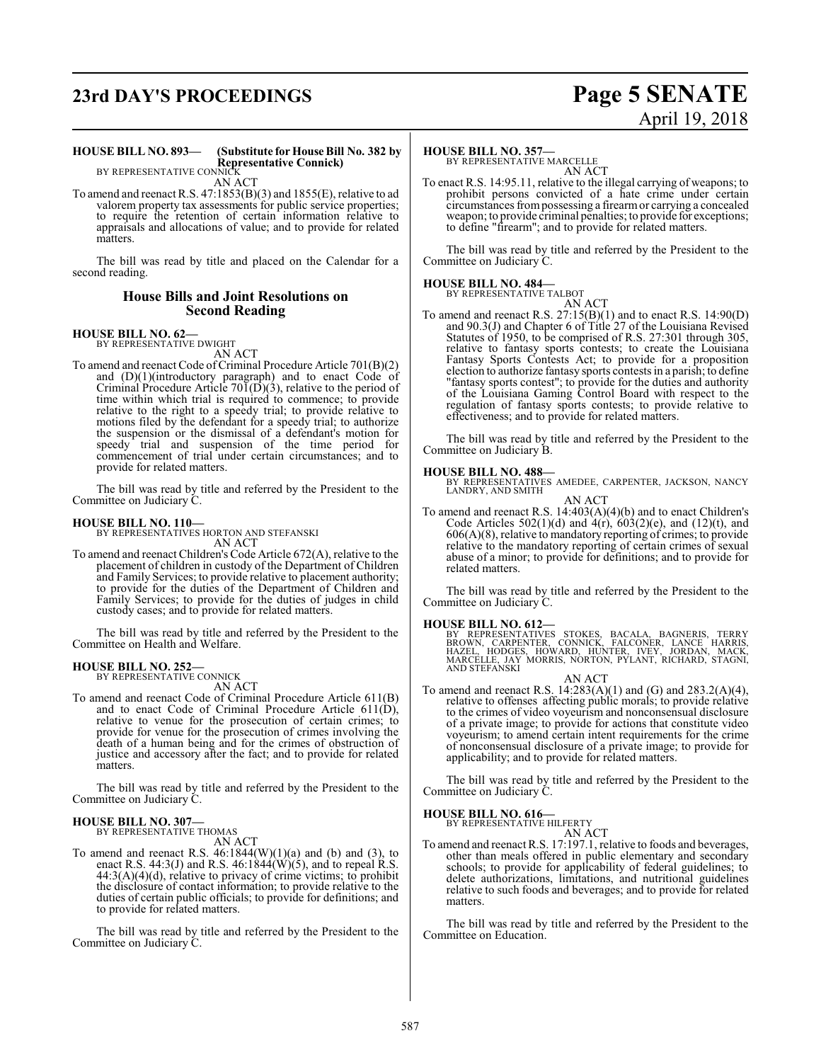**HOUSE BILL NO. 893— (Substitute for House Bill No. 382 by Representative Connick)**
BY REPRESENTATIVE CONNICK

AN ACT

To amend and reenact R.S. 47:1853(B)(3) and 1855(E), relative to ad valorem property tax assessments for public service properties; to require the retention of certain information relative to appraisals and allocations of value; and to provide for related matters.

The bill was read by title and placed on the Calendar for a second reading.

## House Bills and Joint Resolutions on Second Reading

**HOUSE BILL NO. 62—**
BY REPRESENTATIVE DWIGHT

AN ACT

To amend and reenact Code of Criminal Procedure Article 701(B)(2) and (D)(1)(introductory paragraph) and to enact Code of Criminal Procedure Article 701(D)(3), relative to the period of time within which trial is required to commence; to provide relative to the right to a speedy trial; to provide relative to motions filed by the defendant for a speedy trial; to authorize the suspension or the dismissal of a defendant's motion for speedy trial and suspension of the time period for commencement of trial under certain circumstances; and to provide for related matters.

The bill was read by title and referred by the President to the Committee on Judiciary C.

**HOUSE BILL NO. 110—**
BY REPRESENTATIVES HORTON AND STEFANSKI

AN ACT

To amend and reenact Children's Code Article 672(A), relative to the placement of children in custody of the Department of Children and Family Services; to provide relative to placement authority; to provide for the duties of the Department of Children and Family Services; to provide for the duties of judges in child custody cases; and to provide for related matters.

The bill was read by title and referred by the President to the Committee on Health and Welfare.

**HOUSE BILL NO. 252—**
BY REPRESENTATIVE CONNICK

AN ACT

To amend and reenact Code of Criminal Procedure Article 611(B) and to enact Code of Criminal Procedure Article 611(D), relative to venue for the prosecution of certain crimes; to provide for venue for the prosecution of crimes involving the death of a human being and for the crimes of obstruction of justice and accessory after the fact; and to provide for related matters.

The bill was read by title and referred by the President to the Committee on Judiciary C.

**HOUSE BILL NO. 307—**
BY REPRESENTATIVE THOMAS

AN ACT

To amend and reenact R.S. 46:1844(W)(1)(a) and (b) and (3), to enact R.S. 44:3(J) and R.S. 46:1844(W)(5), and to repeal R.S. 44:3(A)(4)(d), relative to privacy of crime victims; to prohibit the disclosure of contact information; to provide relative to the duties of certain public officials; to provide for definitions; and to provide for related matters.

The bill was read by title and referred by the President to the Committee on Judiciary C.

**HOUSE BILL NO. 357—**
BY REPRESENTATIVE MARCELLE

AN ACT

To enact R.S. 14:95.11, relative to the illegal carrying of weapons; to prohibit persons convicted of a hate crime under certain circumstances from possessing a firearm or carrying a concealed weapon; to provide criminal penalties; to provide for exceptions; to define "firearm"; and to provide for related matters.

The bill was read by title and referred by the President to the Committee on Judiciary C.

**HOUSE BILL NO. 484—**
BY REPRESENTATIVE TALBOT

AN ACT

To amend and reenact R.S. 27:15(B)(1) and to enact R.S. 14:90(D) and 90.3(J) and Chapter 6 of Title 27 of the Louisiana Revised Statutes of 1950, to be comprised of R.S. 27:301 through 305, relative to fantasy sports contests; to create the Louisiana Fantasy Sports Contests Act; to provide for a proposition election to authorize fantasy sports contests in a parish; to define "fantasy sports contest"; to provide for the duties and authority of the Louisiana Gaming Control Board with respect to the regulation of fantasy sports contests; to provide relative to effectiveness; and to provide for related matters.

The bill was read by title and referred by the President to the Committee on Judiciary B.

**HOUSE BILL NO. 488—**
BY REPRESENTATIVES AMEDEE, CARPENTER, JACKSON, NANCY LANDRY, AND SMITH

AN ACT

To amend and reenact R.S. 14:403(A)(4)(b) and to enact Children's Code Articles 502(1)(d) and 4(r), 603(2)(e), and (12)(t), and 606(A)(8), relative to mandatory reporting of crimes; to provide relative to the mandatory reporting of certain crimes of sexual abuse of a minor; to provide for definitions; and to provide for related matters.

The bill was read by title and referred by the President to the Committee on Judiciary C.

**HOUSE BILL NO. 612—**
BY REPRESENTATIVES STOKES, BACALA, BAGNERIS, TERRY BROWN, CARPENTER, CONNICK, FALCONER, LANCE HARRIS, HAZEL, HODGES, HOWARD, HUNTER, IVEY, JORDAN, MACK, MARCELLE, JAY MORRIS, NORTON, PYLANT, RICHARD, STAGNI, AND STEFANSKI

AN ACT

To amend and reenact R.S. 14:283(A)(1) and (G) and 283.2(A)(4), relative to offenses affecting public morals; to provide relative to the crimes of video voyeurism and nonconsensual disclosure of a private image; to provide for actions that constitute video voyeurism; to amend certain intent requirements for the crime of nonconsensual disclosure of a private image; to provide for applicability; and to provide for related matters.

The bill was read by title and referred by the President to the Committee on Judiciary C.

**HOUSE BILL NO. 616—**
BY REPRESENTATIVE HILFERTY

AN ACT

To amend and reenact R.S. 17:197.1, relative to foods and beverages, other than meals offered in public elementary and secondary schools; to provide for applicability of federal guidelines; to delete authorizations, limitations, and nutritional guidelines relative to such foods and beverages; and to provide for related matters.

The bill was read by title and referred by the President to the Committee on Education.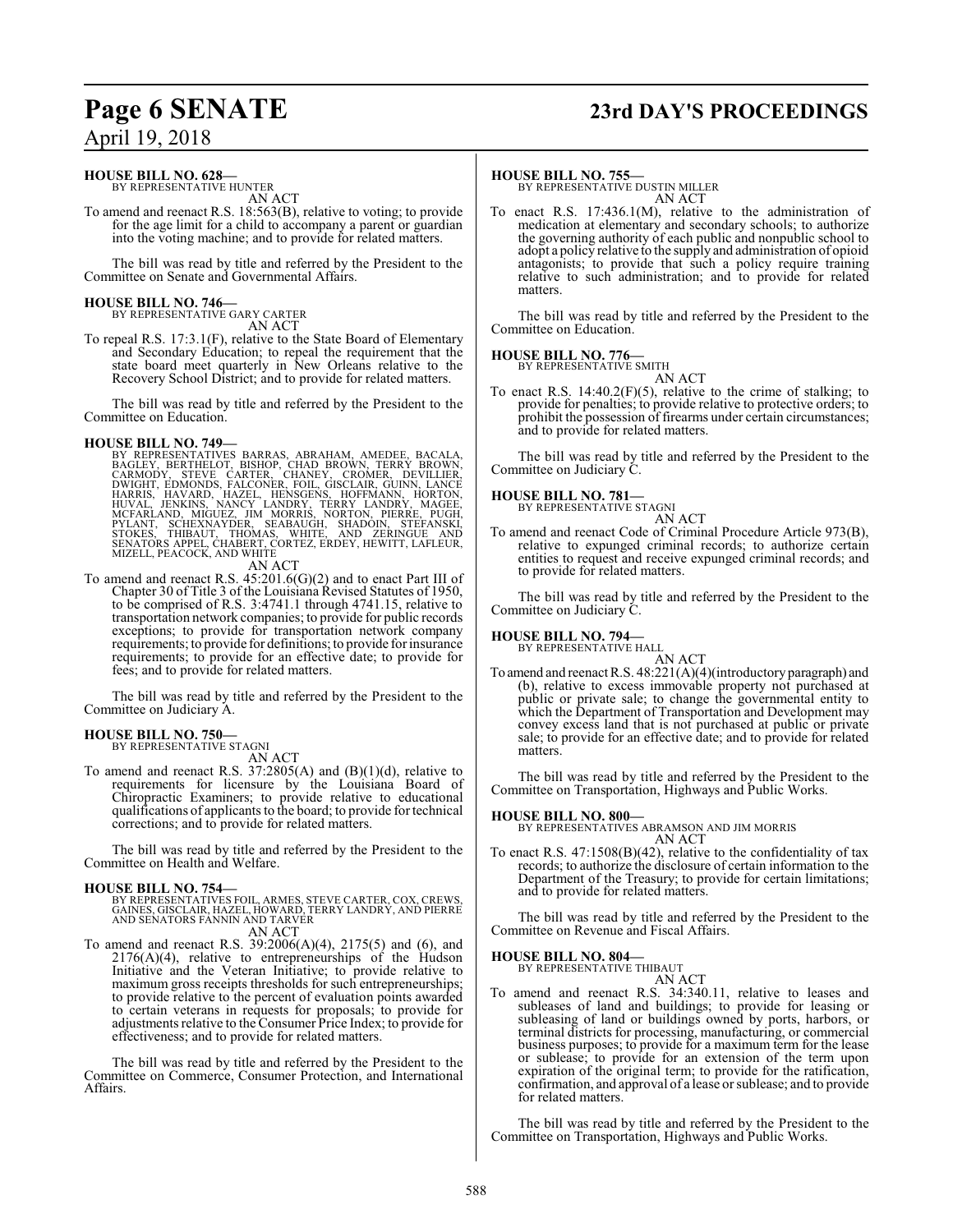**HOUSE BILL NO. 628—**
BY REPRESENTATIVE HUNTER

AN ACT

To amend and reenact R.S. 18:563(B), relative to voting; to provide for the age limit for a child to accompany a parent or guardian into the voting machine; and to provide for related matters.

The bill was read by title and referred by the President to the Committee on Senate and Governmental Affairs.

**HOUSE BILL NO. 746—**
BY REPRESENTATIVE GARY CARTER

AN ACT

To repeal R.S. 17:3.1(F), relative to the State Board of Elementary and Secondary Education; to repeal the requirement that the state board meet quarterly in New Orleans relative to the Recovery School District; and to provide for related matters.

The bill was read by title and referred by the President to the Committee on Education.

**HOUSE BILL NO. 749—**
BY REPRESENTATIVES BARRAS, ABRAHAM, AMEDEE, BACALA, BAGLEY, BERTHELOT, BISHOP, CHAD BROWN, TERRY BROWN, CARMODY, STEVE CARTER, CHANEY, CROMER, DEVILLIER, DWIGHT, EDMONDS, FALCONER, FOIL, GISCLAIR, GUINN, LANCE HARRIS, HAVARD, HAZEL, HENSGENS, HOFFMANN, HORTON, HUVAL, JENKINS, NANCY LANDRY, TERRY LANDRY, MAGEE, MCFARLAND, MIGUEZ, JIM MORRIS, NORTON, PIERRE, PUGH, PYLANT, SCHEXNAYDER, SEABAUGH, SHADOIN, STEFANSKI, STOKES, THIBAUT, THOMAS, WHITE, AND ZERINGUE AND SENATORS APPEL, CHABERT, CORTEZ, ERDEY, HEWITT, LAFLEUR, MIZELL, PEACOCK, AND WHITE

AN ACT

To amend and reenact R.S. 45:201.6(G)(2) and to enact Part III of Chapter 30 of Title 3 of the Louisiana Revised Statutes of 1950, to be comprised of R.S. 3:4741.1 through 4741.15, relative to transportation network companies; to provide for public records exceptions; to provide for transportation network company requirements; to provide for definitions; to provide for insurance requirements; to provide for an effective date; to provide for fees; and to provide for related matters.

The bill was read by title and referred by the President to the Committee on Judiciary A.

**HOUSE BILL NO. 750—**
BY REPRESENTATIVE STAGNI

AN ACT

To amend and reenact R.S. 37:2805(A) and (B)(1)(d), relative to requirements for licensure by the Louisiana Board of Chiropractic Examiners; to provide relative to educational qualifications of applicants to the board; to provide for technical corrections; and to provide for related matters.

The bill was read by title and referred by the President to the Committee on Health and Welfare.

**HOUSE BILL NO. 754—**
BY REPRESENTATIVES FOIL, ARMES, STEVE CARTER, COX, CREWS, GAINES, GISCLAIR, HAZEL, HOWARD, TERRY LANDRY, AND PIERRE AND SENATORS FANNIN AND TARVER

AN ACT

To amend and reenact R.S. 39:2006(A)(4), 2175(5) and (6), and 2176(A)(4), relative to entrepreneurships of the Hudson Initiative and the Veteran Initiative; to provide relative to maximum gross receipts thresholds for such entrepreneurships; to provide relative to the percent of evaluation points awarded to certain veterans in requests for proposals; to provide for adjustments relative to the Consumer Price Index; to provide for effectiveness; and to provide for related matters.

The bill was read by title and referred by the President to the Committee on Commerce, Consumer Protection, and International Affairs.

**HOUSE BILL NO. 755—**
BY REPRESENTATIVE DUSTIN MILLER

AN ACT

To enact R.S. 17:436.1(M), relative to the administration of medication at elementary and secondary schools; to authorize the governing authority of each public and nonpublic school to adopt a policy relative to the supply and administration of opioid antagonists; to provide that such a policy require training relative to such administration; and to provide for related matters.

The bill was read by title and referred by the President to the Committee on Education.

**HOUSE BILL NO. 776—**
BY REPRESENTATIVE SMITH

AN ACT

To enact R.S. 14:40.2(F)(5), relative to the crime of stalking; to provide for penalties; to provide relative to protective orders; to prohibit the possession of firearms under certain circumstances; and to provide for related matters.

The bill was read by title and referred by the President to the Committee on Judiciary C.

**HOUSE BILL NO. 781—**
BY REPRESENTATIVE STAGNI

AN ACT

To amend and reenact Code of Criminal Procedure Article 973(B), relative to expunged criminal records; to authorize certain entities to request and receive expunged criminal records; and to provide for related matters.

The bill was read by title and referred by the President to the Committee on Judiciary C.

**HOUSE BILL NO. 794—**
BY REPRESENTATIVE HALL

AN ACT

To amend and reenact R.S. 48:221(A)(4)(introductory paragraph) and (b), relative to excess immovable property not purchased at public or private sale; to change the governmental entity to which the Department of Transportation and Development may convey excess land that is not purchased at public or private sale; to provide for an effective date; and to provide for related matters.

The bill was read by title and referred by the President to the Committee on Transportation, Highways and Public Works.

**HOUSE BILL NO. 800—**
BY REPRESENTATIVES ABRAMSON AND JIM MORRIS

AN ACT

To enact R.S. 47:1508(B)(42), relative to the confidentiality of tax records; to authorize the disclosure of certain information to the Department of the Treasury; to provide for certain limitations; and to provide for related matters.

The bill was read by title and referred by the President to the Committee on Revenue and Fiscal Affairs.

**HOUSE BILL NO. 804—**
BY REPRESENTATIVE THIBAUT

AN ACT

To amend and reenact R.S. 34:340.11, relative to leases and subleases of land and buildings; to provide for leasing or subleasing of land or buildings owned by ports, harbors, or terminal districts for processing, manufacturing, or commercial business purposes; to provide for a maximum term for the lease or sublease; to provide for an extension of the term upon expiration of the original term; to provide for the ratification, confirmation, and approval of a lease or sublease; and to provide for related matters.

The bill was read by title and referred by the President to the Committee on Transportation, Highways and Public Works.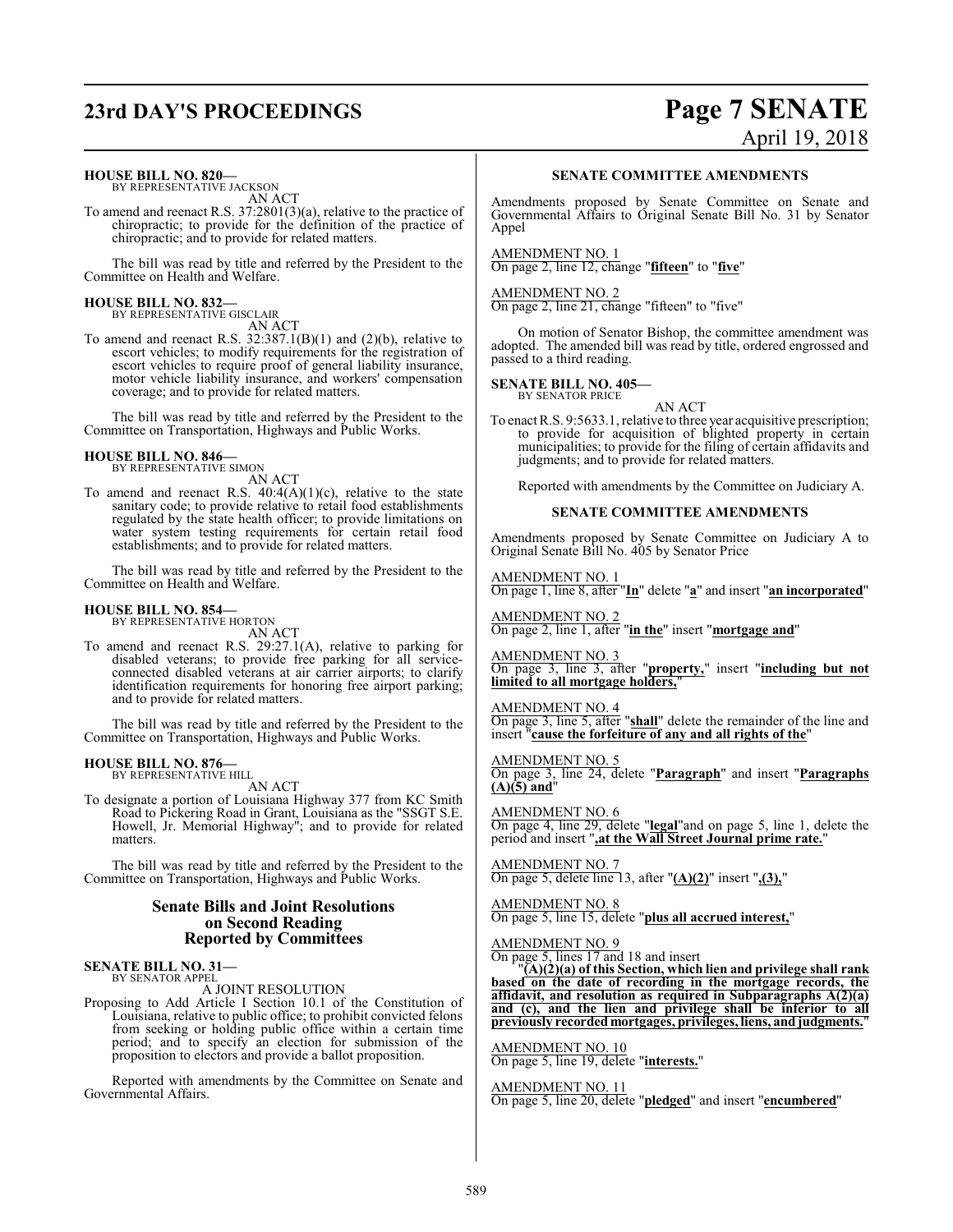**HOUSE BILL NO. 820—**
BY REPRESENTATIVE JACKSON
AN ACT

To amend and reenact R.S. 37:2801(3)(a), relative to the practice of chiropractic; to provide for the definition of the practice of chiropractic; and to provide for related matters.

The bill was read by title and referred by the President to the Committee on Health and Welfare.

**HOUSE BILL NO. 832—**
BY REPRESENTATIVE GISCLAIR
AN ACT

To amend and reenact R.S. 32:387.1(B)(1) and (2)(b), relative to escort vehicles; to modify requirements for the registration of escort vehicles to require proof of general liability insurance, motor vehicle liability insurance, and workers' compensation coverage; and to provide for related matters.

The bill was read by title and referred by the President to the Committee on Transportation, Highways and Public Works.

**HOUSE BILL NO. 846—**
BY REPRESENTATIVE SIMON
AN ACT

To amend and reenact R.S. 40:4(A)(1)(c), relative to the state sanitary code; to provide relative to retail food establishments regulated by the state health officer; to provide limitations on water system testing requirements for certain retail food establishments; and to provide for related matters.

The bill was read by title and referred by the President to the Committee on Health and Welfare.

**HOUSE BILL NO. 854—**
BY REPRESENTATIVE HORTON
AN ACT

To amend and reenact R.S. 29:27.1(A), relative to parking for disabled veterans; to provide free parking for all service-connected disabled veterans at air carrier airports; to clarify identification requirements for honoring free airport parking; and to provide for related matters.

The bill was read by title and referred by the President to the Committee on Transportation, Highways and Public Works.

**HOUSE BILL NO. 876—**
BY REPRESENTATIVE HILL
AN ACT

To designate a portion of Louisiana Highway 377 from KC Smith Road to Pickering Road in Grant, Louisiana as the "SSGT S.E. Howell, Jr. Memorial Highway"; and to provide for related matters.

The bill was read by title and referred by the President to the Committee on Transportation, Highways and Public Works.

## Senate Bills and Joint Resolutions on Second Reading Reported by Committees

**SENATE BILL NO. 31—**
BY SENATOR APPEL
A JOINT RESOLUTION

Proposing to Add Article I Section 10.1 of the Constitution of Louisiana, relative to public office; to prohibit convicted felons from seeking or holding public office within a certain time period; and to specify an election for submission of the proposition to electors and provide a ballot proposition.

Reported with amendments by the Committee on Senate and Governmental Affairs.

### SENATE COMMITTEE AMENDMENTS

Amendments proposed by Senate Committee on Senate and Governmental Affairs to Original Senate Bill No. 31 by Senator Appel

AMENDMENT NO. 1
On page 2, line 12, change "**fifteen**" to "**five**"

AMENDMENT NO. 2
On page 2, line 21, change "fifteen" to "five"

On motion of Senator Bishop, the committee amendment was adopted. The amended bill was read by title, ordered engrossed and passed to a third reading.

**SENATE BILL NO. 405—**
BY SENATOR PRICE
AN ACT

To enact R.S. 9:5633.1, relative to three year acquisitive prescription; to provide for acquisition of blighted property in certain municipalities; to provide for the filing of certain affidavits and judgments; and to provide for related matters.

Reported with amendments by the Committee on Judiciary A.

### SENATE COMMITTEE AMENDMENTS

Amendments proposed by Senate Committee on Judiciary A to Original Senate Bill No. 405 by Senator Price

AMENDMENT NO. 1
On page 1, line 8, after "**In**" delete "**a**" and insert "**an incorporated**"

AMENDMENT NO. 2
On page 2, line 1, after "**in the**" insert "**mortgage and**"

AMENDMENT NO. 3
On page 3, line 3, after "**property,**" insert "**including but not limited to all mortgage holders,**"

AMENDMENT NO. 4
On page 3, line 5, after "**shall**" delete the remainder of the line and insert "**cause the forfeiture of any and all rights of the**"

AMENDMENT NO. 5
On page 3, line 24, delete "**Paragraph**" and insert "**Paragraphs (A)(5) and**"

AMENDMENT NO. 6
On page 4, line 29, delete "**legal**"and on page 5, line 1, delete the period and insert "**,at the Wall Street Journal prime rate.**"

AMENDMENT NO. 7
On page 5, delete line 13, after "**(A)(2)**" insert "**,(3),**"

AMENDMENT NO. 8
On page 5, line 15, delete "**plus all accrued interest,**"

AMENDMENT NO. 9
On page 5, lines 17 and 18 and insert

"**(A)(2)(a) of this Section, which lien and privilege shall rank based on the date of recording in the mortgage records, the affidavit, and resolution as required in Subparagraphs A(2)(a) and (c), and the lien and privilege shall be inferior to all previously recorded mortgages, privileges, liens, and judgments.**"

AMENDMENT NO. 10
On page 5, line 19, delete "**interests.**"

AMENDMENT NO. 11
On page 5, line 20, delete "**pledged**" and insert "**encumbered**"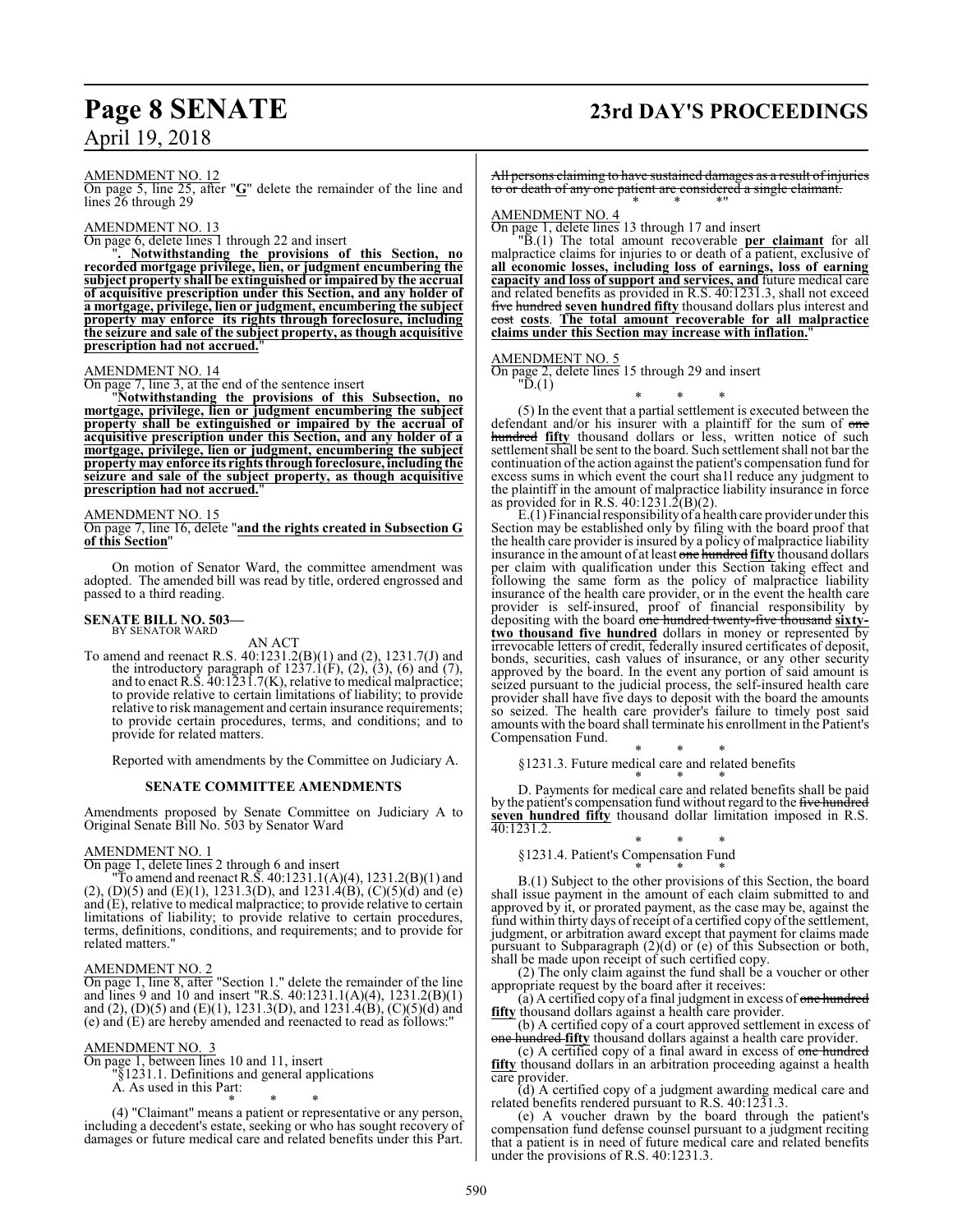AMENDMENT NO. 12

On page 5, line 25, after "**G**" delete the remainder of the line and lines 26 through 29

AMENDMENT NO. 13

On page 6, delete lines 1 through 22 and insert

"**. Notwithstanding the provisions of this Section, no recorded mortgage privilege, lien, or judgment encumbering the subject property shall be extinguished or impaired by the accrual of acquisitive prescription under this Section, and any holder of a mortgage, privilege, lien or judgment, encumbering the subject property may enforce its rights through foreclosure, including the seizure and sale of the subject property, as though acquisitive prescription had not accrued.**"

AMENDMENT NO. 14

On page 7, line 3, at the end of the sentence insert

"**Notwithstanding the provisions of this Subsection, no mortgage, privilege, lien or judgment encumbering the subject property shall be extinguished or impaired by the accrual of acquisitive prescription under this Section, and any holder of a mortgage, privilege, lien or judgment, encumbering the subject property may enforce its rights through foreclosure, including the seizure and sale of the subject property, as though acquisitive prescription had not accrued.**"

AMENDMENT NO. 15

On page 7, line 16, delete "**and the rights created in Subsection G of this Section**"

On motion of Senator Ward, the committee amendment was adopted. The amended bill was read by title, ordered engrossed and passed to a third reading.

**SENATE BILL NO. 503—**
BY SENATOR WARD

AN ACT

To amend and reenact R.S. 40:1231.2(B)(1) and (2), 1231.7(J) and the introductory paragraph of 1237.1(F), (2), (3), (6) and (7), and to enact R.S. 40:1231.7(K), relative to medical malpractice; to provide relative to certain limitations of liability; to provide relative to risk management and certain insurance requirements; to provide certain procedures, terms, and conditions; and to provide for related matters.

Reported with amendments by the Committee on Judiciary A.

## SENATE COMMITTEE AMENDMENTS

Amendments proposed by Senate Committee on Judiciary A to Original Senate Bill No. 503 by Senator Ward

AMENDMENT NO. 1

On page 1, delete lines 2 through 6 and insert

"To amend and reenact R.S. 40:1231.1(A)(4), 1231.2(B)(1) and (2), (D)(5) and (E)(1), 1231.3(D), and 1231.4(B), (C)(5)(d) and (e) and (E), relative to medical malpractice; to provide relative to certain limitations of liability; to provide relative to certain procedures, terms, definitions, conditions, and requirements; and to provide for related matters."

AMENDMENT NO. 2

On page 1, line 8, after "Section 1." delete the remainder of the line and lines 9 and 10 and insert "R.S. 40:1231.1(A)(4), 1231.2(B)(1) and (2), (D)(5) and (E)(1), 1231.3(D), and 1231.4(B), (C)(5)(d) and (e) and (E) are hereby amended and reenacted to read as follows:"

AMENDMENT NO. 3

On page 1, between lines 10 and 11, insert

"§1231.1. Definitions and general applications

A. As used in this Part:

\* \* \*

(4) "Claimant" means a patient or representative or any person, including a decedent's estate, seeking or who has sought recovery of damages or future medical care and related benefits under this Part. ~~All persons claiming to have sustained damages as a result of injuries to or death of any one patient are considered a single claimant.~~

\* \* \*"

AMENDMENT NO. 4

On page 1, delete lines 13 through 17 and insert

"B.(1) The total amount recoverable **per claimant** for all malpractice claims for injuries to or death of a patient, exclusive of **all economic losses, including loss of earnings, loss of earning capacity and loss of support and services, and** future medical care and related benefits as provided in R.S. 40:1231.3, shall not exceed ~~five hundred~~ **seven hundred fifty** thousand dollars plus interest and ~~cost~~ **costs**. **The total amount recoverable for all malpractice claims under this Section may increase with inflation.**"

AMENDMENT NO. 5

On page 2, delete lines 15 through 29 and insert

"D.(1)

\* \* \*

(5) In the event that a partial settlement is executed between the defendant and/or his insurer with a plaintiff for the sum of ~~one hundred~~ **fifty** thousand dollars or less, written notice of such settlement shall be sent to the board. Such settlement shall not bar the continuation of the action against the patient's compensation fund for excess sums in which event the court sha1l reduce any judgment to the plaintiff in the amount of malpractice liability insurance in force as provided for in R.S. 40:1231.2(B)(2).

E.(1) Financial responsibility of a health care provider under this Section may be established only by filing with the board proof that the health care provider is insured by a policy of malpractice liability insurance in the amount of at least ~~one hundred~~ **fifty** thousand dollars per claim with qualification under this Section taking effect and following the same form as the policy of malpractice liability insurance of the health care provider, or in the event the health care provider is self-insured, proof of financial responsibility by depositing with the board ~~one hundred twenty-five thousand~~ **sixty-two thousand five hundred** dollars in money or represented by irrevocable letters of credit, federally insured certificates of deposit, bonds, securities, cash values of insurance, or any other security approved by the board. In the event any portion of said amount is seized pursuant to the judicial process, the self-insured health care provider shall have five days to deposit with the board the amounts so seized. The health care provider's failure to timely post said amounts with the board shall terminate his enrollment in the Patient's Compensation Fund.

\* \* \*

§1231.3. Future medical care and related benefits

\* \* \*

D. Payments for medical care and related benefits shall be paid by the patient's compensation fund without regard to the ~~five hundred~~ **seven hundred fifty** thousand dollar limitation imposed in R.S. 40:1231.2.

\* \* \*

§1231.4. Patient's Compensation Fund

\* \* \*

B.(1) Subject to the other provisions of this Section, the board shall issue payment in the amount of each claim submitted to and approved by it, or prorated payment, as the case may be, against the fund within thirty days of receipt of a certified copy of the settlement, judgment, or arbitration award except that payment for claims made pursuant to Subparagraph (2)(d) or (e) of this Subsection or both, shall be made upon receipt of such certified copy.

(2) The only claim against the fund shall be a voucher or other appropriate request by the board after it receives:

(a) A certified copy of a final judgment in excess of ~~one hundred~~ **fifty** thousand dollars against a health care provider.

(b) A certified copy of a court approved settlement in excess of ~~one hundred~~ **fifty** thousand dollars against a health care provider.

(c) A certified copy of a final award in excess of ~~one hundred~~ **fifty** thousand dollars in an arbitration proceeding against a health care provider.

(d) A certified copy of a judgment awarding medical care and related benefits rendered pursuant to R.S. 40:1231.3.

(e) A voucher drawn by the board through the patient's compensation fund defense counsel pursuant to a judgment reciting that a patient is in need of future medical care and related benefits under the provisions of R.S. 40:1231.3.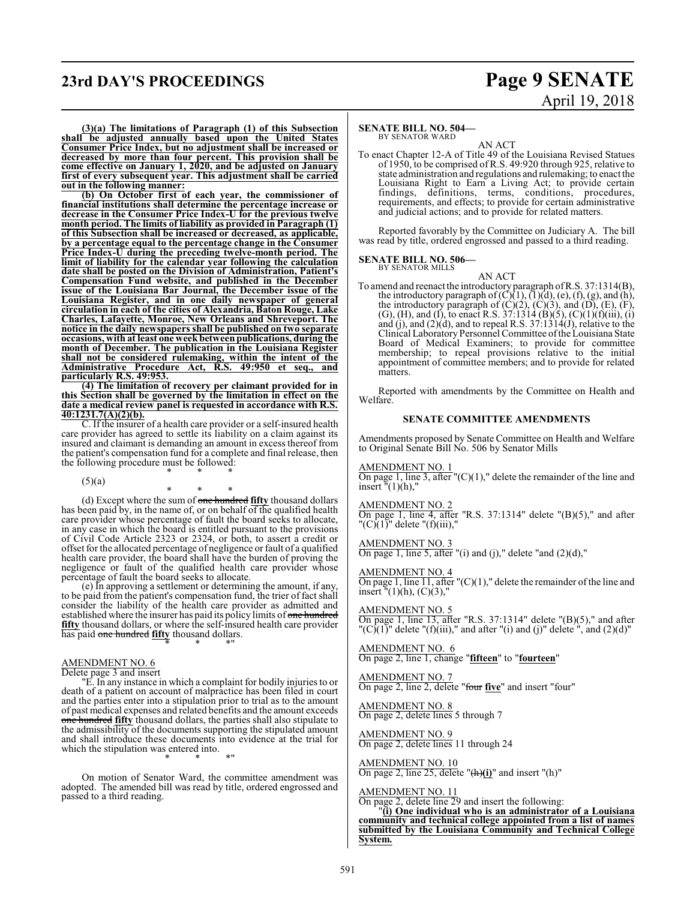**(3)(a) The limitations of Paragraph (1) of this Subsection shall be adjusted annually based upon the United States Consumer Price Index, but no adjustment shall be increased or decreased by more than four percent. This provision shall be come effective on January 1, 2020, and be adjusted on January first of every subsequent year. This adjustment shall be carried out in the following manner:**

**(b) On October first of each year, the commissioner of financial institutions shall determine the percentage increase or decrease in the Consumer Price Index-U for the previous twelve month period. The limits of liability as provided in Paragraph (1) of this Subsection shall be increased or decreased, as applicable, by a percentage equal to the percentage change in the Consumer Price Index-U during the preceding twelve-month period. The limit of liability for the calendar year following the calculation date shall be posted on the Division of Administration, Patient's Compensation Fund website, and published in the December issue of the Louisiana Bar Journal, the December issue of the Louisiana Register, and in one daily newspaper of general circulation in each of the cities of Alexandria, Baton Rouge, Lake Charles, Lafayette, Monroe, New Orleans and Shreveport. The notice in the daily newspapers shall be published on two separate occasions, with at least one week between publications, during the month of December. The publication in the Louisiana Register shall not be considered rulemaking, within the intent of the Administrative Procedure Act, R.S. 49:950 et seq., and particularly R.S. 49:953.**

**(4) The limitation of recovery per claimant provided for in this Section shall be governed by the limitation in effect on the date a medical review panel is requested in accordance with R.S. 40:1231.7(A)(2)(b).**

C. If the insurer of a health care provider or a self-insured health care provider has agreed to settle its liability on a claim against its insured and claimant is demanding an amount in excess thereof from the patient's compensation fund for a complete and final release, then the following procedure must be followed:

\* \* \*

(5)(a)

\* \* \*

(d) Except where the sum of ~~one hundred~~ **fifty** thousand dollars has been paid by, in the name of, or on behalf of the qualified health care provider whose percentage of fault the board seeks to allocate, in any case in which the board is entitled pursuant to the provisions of Civil Code Article 2323 or 2324, or both, to assert a credit or offset for the allocated percentage of negligence or fault of a qualified health care provider, the board shall have the burden of proving the negligence or fault of the qualified health care provider whose percentage of fault the board seeks to allocate.

(e) In approving a settlement or determining the amount, if any, to be paid from the patient's compensation fund, the trier of fact shall consider the liability of the health care provider as admitted and established where the insurer has paid its policy limits of ~~one hundred~~ **fifty** thousand dollars, or where the self-insured health care provider has paid ~~one hundred~~ **fifty** thousand dollars.

\* \* \*"

AMENDMENT NO. 6

Delete page 3 and insert

"E. In any instance in which a complaint for bodily injuries to or death of a patient on account of malpractice has been filed in court and the parties enter into a stipulation prior to trial as to the amount of past medical expenses and related benefits and the amount exceeds ~~one hundred~~ **fifty** thousand dollars, the parties shall also stipulate to the admissibility of the documents supporting the stipulated amount and shall introduce these documents into evidence at the trial for which the stipulation was entered into.

\* \* \*"

On motion of Senator Ward, the committee amendment was adopted. The amended bill was read by title, ordered engrossed and passed to a third reading.

**SENATE BILL NO. 504—**
BY SENATOR WARD

AN ACT

To enact Chapter 12-A of Title 49 of the Louisiana Revised Statues of 1950, to be comprised of R.S. 49:920 through 925, relative to state administration and regulations and rulemaking; to enact the Louisiana Right to Earn a Living Act; to provide certain findings, definitions, terms, conditions, procedures, requirements, and effects; to provide for certain administrative and judicial actions; and to provide for related matters.

Reported favorably by the Committee on Judiciary A. The bill was read by title, ordered engrossed and passed to a third reading.

**SENATE BILL NO. 506—**
BY SENATOR MILLS

AN ACT

To amend and reenact the introductory paragraph of R.S. 37:1314(B), the introductory paragraph of (C)(1), (1)(d), (e), (f), (g), and (h), the introductory paragraph of (C)(2), (C)(3), and (D), (E), (F), (G), (H), and (I), to enact R.S. 37:1314 (B)(5), (C)(1)(f)(iii), (i) and (j), and (2)(d), and to repeal R.S. 37:1314(J), relative to the Clinical Laboratory Personnel Committee of the Louisiana State Board of Medical Examiners; to provide for committee membership; to repeal provisions relative to the initial appointment of committee members; and to provide for related matters.

Reported with amendments by the Committee on Health and Welfare.

## SENATE COMMITTEE AMENDMENTS

Amendments proposed by Senate Committee on Health and Welfare to Original Senate Bill No. 506 by Senator Mills

AMENDMENT NO. 1

On page 1, line 3, after "(C)(1)," delete the remainder of the line and insert "(1)(h),"

AMENDMENT NO. 2

On page 1, line 4, after "R.S. 37:1314" delete "(B)(5)," and after "(C)(1)" delete "(f)(iii),"

AMENDMENT NO. 3

On page 1, line 5, after "(i) and (j)," delete "and (2)(d),"

AMENDMENT NO. 4

On page 1, line 11, after "(C)(1)," delete the remainder of the line and insert "(1)(h), (C)(3),"

AMENDMENT NO. 5

On page 1, line 13, after "R.S. 37:1314" delete "(B)(5)," and after "(C)(1)" delete "(f)(iii)," and after "(i) and (j)" delete ", and (2)(d)"

AMENDMENT NO. 6

On page 2, line 1, change "**fifteen**" to "**fourteen**"

AMENDMENT NO. 7

On page 2, line 2, delete "~~four~~ **five**" and insert "four"

AMENDMENT NO. 8

On page 2, delete lines 5 through 7

AMENDMENT NO. 9

On page 2, delete lines 11 through 24

AMENDMENT NO. 10

On page 2, line 25, delete "~~(h)~~**(i)**" and insert "(h)"

AMENDMENT NO. 11

On page 2, delete line 29 and insert the following:

"**(i) One individual who is an administrator of a Louisiana community and technical college appointed from a list of names submitted by the Louisiana Community and Technical College System.**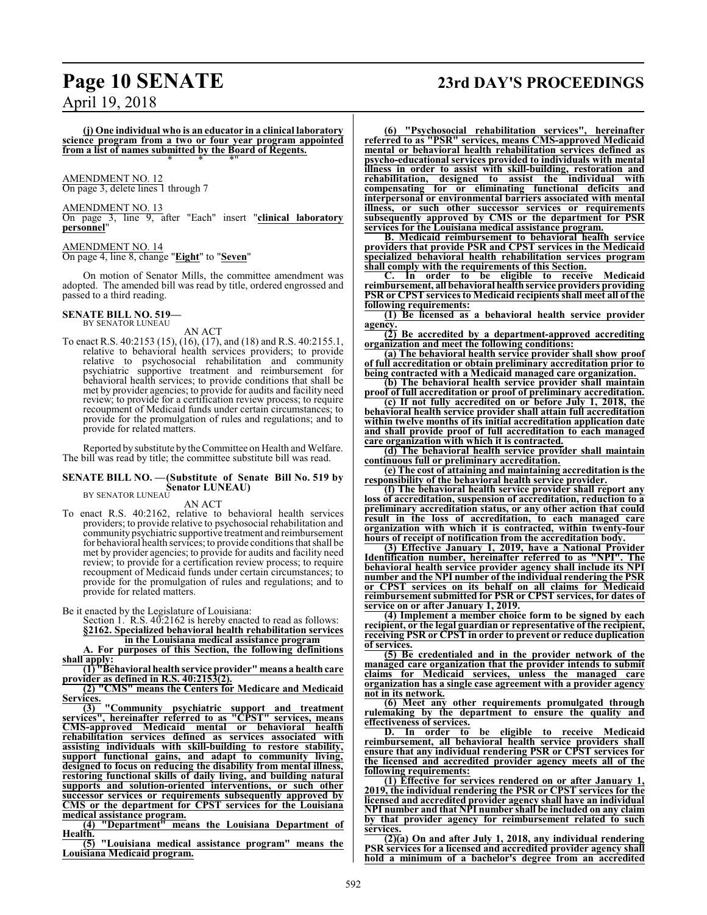**(j) One individual who is an educator in a clinical laboratory science program from a two or four year program appointed from a list of names submitted by the Board of Regents.**

\* \* \*"

AMENDMENT NO. 12
On page 3, delete lines 1 through 7

AMENDMENT NO. 13
On page 3, line 9, after "Each" insert "**clinical laboratory personnel**"

AMENDMENT NO. 14
On page 4, line 8, change "**Eight**" to "**Seven**"

On motion of Senator Mills, the committee amendment was adopted. The amended bill was read by title, ordered engrossed and passed to a third reading.

**SENATE BILL NO. 519—**
BY SENATOR LUNEAU

AN ACT

To enact R.S. 40:2153 (15), (16), (17), and (18) and R.S. 40:2155.1, relative to behavioral health services providers; to provide relative to psychosocial rehabilitation and community psychiatric supportive treatment and reimbursement for behavioral health services; to provide conditions that shall be met by provider agencies; to provide for audits and facility need review; to provide for a certification review process; to require recoupment of Medicaid funds under certain circumstances; to provide for the promulgation of rules and regulations; and to provide for related matters.

Reported by substitute by the Committee on Health and Welfare. The bill was read by title; the committee substitute bill was read.

**SENATE BILL NO. —(Substitute of Senate Bill No. 519 by Senator LUNEAU)**
BY SENATOR LUNEAU

AN ACT

To enact R.S. 40:2162, relative to behavioral health services providers; to provide relative to psychosocial rehabilitation and community psychiatric supportive treatment and reimbursement for behavioral health services; to provide conditions that shall be met by provider agencies; to provide for audits and facility need review; to provide for a certification review process; to require recoupment of Medicaid funds under certain circumstances; to provide for the promulgation of rules and regulations; and to provide for related matters.

Be it enacted by the Legislature of Louisiana:

Section 1. R.S. 40:2162 is hereby enacted to read as follows:

**§2162. Specialized behavioral health rehabilitation services in the Louisiana medical assistance program**

**A. For purposes of this Section, the following definitions shall apply:**

**(1) "Behavioral health service provider" means a health care provider as defined in R.S. 40:2153(2).**

**(2) "CMS" means the Centers for Medicare and Medicaid Services.**

**(3) "Community psychiatric support and treatment services", hereinafter referred to as "CPST" services, means CMS-approved Medicaid mental or behavioral health rehabilitation services defined as services associated with assisting individuals with skill-building to restore stability, support functional gains, and adapt to community living, designed to focus on reducing the disability from mental illness, restoring functional skills of daily living, and building natural supports and solution-oriented interventions, or such other successor services or requirements subsequently approved by CMS or the department for CPST services for the Louisiana medical assistance program.**

**(4) "Department" means the Louisiana Department of Health.**

**(5) "Louisiana medical assistance program" means the Louisiana Medicaid program.**

**(6) "Psychosocial rehabilitation services", hereinafter referred to as "PSR" services, means CMS-approved Medicaid mental or behavioral health rehabilitation services defined as psycho-educational services provided to individuals with mental illness in order to assist with skill-building, restoration and rehabilitation, designed to assist the individual with compensating for or eliminating functional deficits and interpersonal or environmental barriers associated with mental illness, or such other successor services or requirements subsequently approved by CMS or the department for PSR services for the Louisiana medical assistance program.**

**B. Medicaid reimbursement to behavioral health service providers that provide PSR and CPST services in the Medicaid specialized behavioral health rehabilitation services program shall comply with the requirements of this Section.**

**C. In order to be eligible to receive Medicaid reimbursement, all behavioral health service providers providing PSR or CPST services to Medicaid recipients shall meet all of the following requirements:**

**(1) Be licensed as a behavioral health service provider agency.**

**(2) Be accredited by a department-approved accrediting organization and meet the following conditions:**

**(a) The behavioral health service provider shall show proof of full accreditation or obtain preliminary accreditation prior to being contracted with a Medicaid managed care organization.**

**(b) The behavioral health service provider shall maintain proof of full accreditation or proof of preliminary accreditation.**

**(c) If not fully accredited on or before July 1, 2018, the behavioral health service provider shall attain full accreditation within twelve months of its initial accreditation application date and shall provide proof of full accreditation to each managed care organization with which it is contracted.**

**(d) The behavioral health service provider shall maintain continuous full or preliminary accreditation.**

**(e) The cost of attaining and maintaining accreditation is the responsibility of the behavioral health service provider.**

**(f) The behavioral health service provider shall report any loss of accreditation, suspension of accreditation, reduction to a preliminary accreditation status, or any other action that could result in the loss of accreditation, to each managed care organization with which it is contracted, within twenty-four hours of receipt of notification from the accreditation body.**

**(3) Effective January 1, 2019, have a National Provider Identification number, hereinafter referred to as "NPI". The behavioral health service provider agency shall include its NPI number and the NPI number of the individual rendering the PSR or CPST services on its behalf on all claims for Medicaid reimbursement submitted for PSR or CPST services, for dates of service on or after January 1, 2019.**

**(4) Implement a member choice form to be signed by each recipient, or the legal guardian or representative of the recipient, receiving PSR or CPST in order to prevent or reduce duplication of services.**

**(5) Be credentialed and in the provider network of the managed care organization that the provider intends to submit claims for Medicaid services, unless the managed care organization has a single case agreement with a provider agency not in its network.**

**(6) Meet any other requirements promulgated through rulemaking by the department to ensure the quality and effectiveness of services.**

**D. In order to be eligible to receive Medicaid reimbursement, all behavioral health service providers shall ensure that any individual rendering PSR or CPST services for the licensed and accredited provider agency meets all of the following requirements:**

**(1) Effective for services rendered on or after January 1, 2019, the individual rendering the PSR or CPST services for the licensed and accredited provider agency shall have an individual NPI number and that NPI number shall be included on any claim by that provider agency for reimbursement related to such services.**

**(2)(a) On and after July 1, 2018, any individual rendering PSR services for a licensed and accredited provider agency shall hold a minimum of a bachelor's degree from an accredited**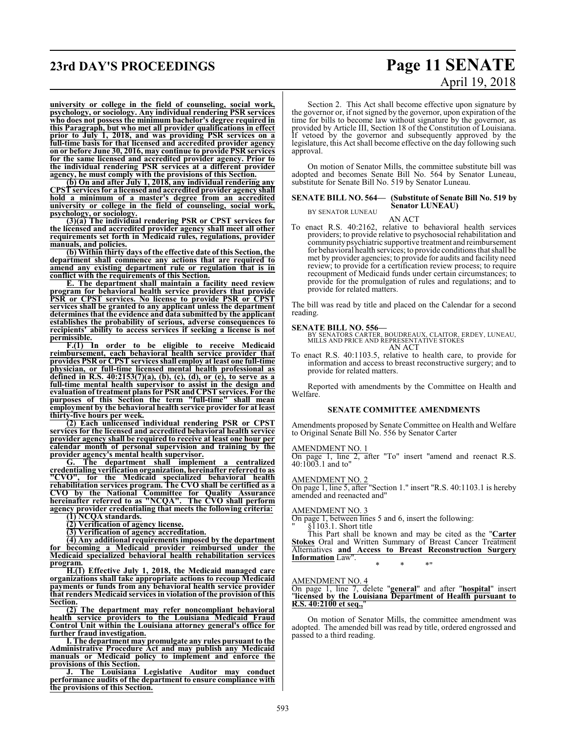**university or college in the field of counseling, social work, psychology, or sociology. Any individual rendering PSR services who does not possess the minimum bachelor's degree required in this Paragraph, but who met all provider qualifications in effect prior to July 1, 2018, and was providing PSR services on a full-time basis for that licensed and accredited provider agency on or before June 30, 2016, may continue to provide PSR services for the same licensed and accredited provider agency. Prior to the individual rendering PSR services at a different provider agency, he must comply with the provisions of this Section.**

**(b) On and after July 1, 2018, any individual rendering any CPST services for a licensed and accredited provider agency shall hold a minimum of a master's degree from an accredited university or college in the field of counseling, social work, psychology, or sociology.**

**(3)(a) The individual rendering PSR or CPST services for the licensed and accredited provider agency shall meet all other requirements set forth in Medicaid rules, regulations, provider manuals, and policies.**

**(b) Within thirty days of the effective date of this Section, the department shall commence any actions that are required to amend any existing department rule or regulation that is in conflict with the requirements of this Section.**

**E. The department shall maintain a facility need review program for behavioral health service providers that provide PSR or CPST services. No license to provide PSR or CPST services shall be granted to any applicant unless the department determines that the evidence and data submitted by the applicant establishes the probability of serious, adverse consequences to recipients' ability to access services if seeking a license is not permissible.**

**F.(1) In order to be eligible to receive Medicaid reimbursement, each behavioral health service provider that provides PSR or CPST services shall employ at least one full-time physician, or full-time licensed mental health professional as defined in R.S. 40:2153(7)(a), (b), (c), (d), or (e), to serve as a full-time mental health supervisor to assist in the design and evaluation of treatment plans for PSR and CPST services. For the purposes of this Section the term "full-time" shall mean employment by the behavioral health service provider for at least thirty-five hours per week.**

**(2) Each unlicensed individual rendering PSR or CPST services for the licensed and accredited behavioral health service provider agency shall be required to receive at least one hour per calendar month of personal supervision and training by the provider agency's mental health supervisor.**

**G. The department shall implement a centralized credentialing verification organization, hereinafter referred to as "CVO", for the Medicaid specialized behavioral health rehabilitation services program. The CVO shall be certified as a CVO by the National Committee for Quality Assurance hereinafter referred to as "NCQA". The CVO shall perform agency provider credentialing that meets the following criteria:**

**(1) NCQA standards.**

**(2) Verification of agency license.**

**(3) Verification of agency accreditation.**

**(4) Any additional requirements imposed by the department for becoming a Medicaid provider reimbursed under the Medicaid specialized behavioral health rehabilitation services program.**

**H.(1) Effective July 1, 2018, the Medicaid managed care organizations shall take appropriate actions to recoup Medicaid payments or funds from any behavioral health service provider that renders Medicaid services in violation of the provision of this Section.**

**(2) The department may refer noncompliant behavioral health service providers to the Louisiana Medicaid Fraud Control Unit within the Louisiana attorney general's office for further fraud investigation.**

**I. The department may promulgate any rules pursuant to the Administrative Procedure Act and may publish any Medicaid manuals or Medicaid policy to implement and enforce the provisions of this Section.**

**J. The Louisiana Legislative Auditor may conduct performance audits of the department to ensure compliance with the provisions of this Section.**

Section 2. This Act shall become effective upon signature by the governor or, if not signed by the governor, upon expiration of the time for bills to become law without signature by the governor, as provided by Article III, Section 18 of the Constitution of Louisiana. If vetoed by the governor and subsequently approved by the legislature, this Act shall become effective on the day following such approval.

On motion of Senator Mills, the committee substitute bill was adopted and becomes Senate Bill No. 564 by Senator Luneau, substitute for Senate Bill No. 519 by Senator Luneau.

**SENATE BILL NO. 564— (Substitute of Senate Bill No. 519 by Senator LUNEAU)**
BY SENATOR LUNEAU

AN ACT

To enact R.S. 40:2162, relative to behavioral health services providers; to provide relative to psychosocial rehabilitation and community psychiatric supportive treatment and reimbursement for behavioral health services; to provide conditions that shall be met by provider agencies; to provide for audits and facility need review; to provide for a certification review process; to require recoupment of Medicaid funds under certain circumstances; to provide for the promulgation of rules and regulations; and to provide for related matters.

The bill was read by title and placed on the Calendar for a second reading.

**SENATE BILL NO. 556—**
BY SENATORS CARTER, BOUDREAUX, CLAITOR, ERDEY, LUNEAU, MILLS AND PRICE AND REPRESENTATIVE STOKES

AN ACT

To enact R.S. 40:1103.5, relative to health care, to provide for information and access to breast reconstructive surgery; and to provide for related matters.

Reported with amendments by the Committee on Health and Welfare.

**SENATE COMMITTEE AMENDMENTS**

Amendments proposed by Senate Committee on Health and Welfare to Original Senate Bill No. 556 by Senator Carter

AMENDMENT NO. 1

On page 1, line 2, after "To" insert "amend and reenact R.S. 40:1003.1 and to"

AMENDMENT NO. 2

On page 1, line 5, after "Section 1." insert "R.S. 40:1103.1 is hereby amended and reenacted and"

AMENDMENT NO. 3

On page 1, between lines 5 and 6, insert the following:

" §1103.1. Short title

This Part shall be known and may be cited as the "**Carter Stokes** Oral and Written Summary of Breast Cancer Treatment Alternatives **and Access to Breast Reconstruction Surgery Information** Law".

\* \* \*"

AMENDMENT NO. 4

On page 1, line 7, delete "**general**" and after "**hospital**" insert "**licensed by the Louisiana Department of Health pursuant to R.S. 40:2100 et seq.,**"

On motion of Senator Mills, the committee amendment was adopted. The amended bill was read by title, ordered engrossed and passed to a third reading.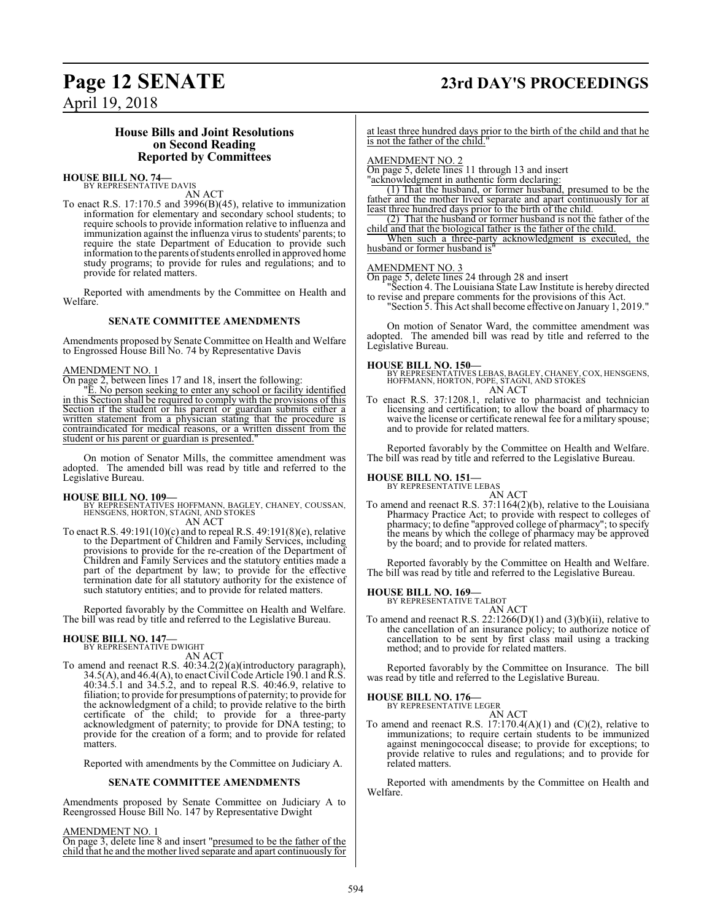## House Bills and Joint Resolutions on Second Reading Reported by Committees

**HOUSE BILL NO. 74—**
BY REPRESENTATIVE DAVIS

AN ACT

To enact R.S. 17:170.5 and 3996(B)(45), relative to immunization information for elementary and secondary school students; to require schools to provide information relative to influenza and immunization against the influenza virus to students' parents; to require the state Department of Education to provide such information to the parents of students enrolled in approved home study programs; to provide for rules and regulations; and to provide for related matters.

Reported with amendments by the Committee on Health and Welfare.

### SENATE COMMITTEE AMENDMENTS

Amendments proposed by Senate Committee on Health and Welfare to Engrossed House Bill No. 74 by Representative Davis

AMENDMENT NO. 1

On page 2, between lines 17 and 18, insert the following:

"E. No person seeking to enter any school or facility identified in this Section shall be required to comply with the provisions of this Section if the student or his parent or guardian submits either a written statement from a physician stating that the procedure is contraindicated for medical reasons, or a written dissent from the student or his parent or guardian is presented."

On motion of Senator Mills, the committee amendment was adopted. The amended bill was read by title and referred to the Legislative Bureau.

**HOUSE BILL NO. 109—**
BY REPRESENTATIVES HOFFMANN, BAGLEY, CHANEY, COUSSAN, HENSGENS, HORTON, STAGNI, AND STOKES

AN ACT

To enact R.S. 49:191(10)(c) and to repeal R.S. 49:191(8)(e), relative to the Department of Children and Family Services, including provisions to provide for the re-creation of the Department of Children and Family Services and the statutory entities made a part of the department by law; to provide for the effective termination date for all statutory authority for the existence of such statutory entities; and to provide for related matters.

Reported favorably by the Committee on Health and Welfare. The bill was read by title and referred to the Legislative Bureau.

**HOUSE BILL NO. 147—**
BY REPRESENTATIVE DWIGHT

AN ACT

To amend and reenact R.S. 40:34.2(2)(a)(introductory paragraph), 34.5(A), and 46.4(A), to enact Civil Code Article 190.1 and R.S. 40:34.5.1 and 34.5.2, and to repeal R.S. 40:46.9, relative to filiation; to provide for presumptions of paternity; to provide for the acknowledgment of a child; to provide relative to the birth certificate of the child; to provide for a three-party acknowledgment of paternity; to provide for DNA testing; to provide for the creation of a form; and to provide for related matters.

Reported with amendments by the Committee on Judiciary A.

### SENATE COMMITTEE AMENDMENTS

Amendments proposed by Senate Committee on Judiciary A to Reengrossed House Bill No. 147 by Representative Dwight

AMENDMENT NO. 1

On page 3, delete line 8 and insert "presumed to be the father of the child that he and the mother lived separate and apart continuously for at least three hundred days prior to the birth of the child and that he is not the father of the child."

AMENDMENT NO. 2

On page 5, delete lines 11 through 13 and insert

"acknowledgment in authentic form declaring:

(1) That the husband, or former husband, presumed to be the father and the mother lived separate and apart continuously for at least three hundred days prior to the birth of the child.

(2) That the husband or former husband is not the father of the child and that the biological father is the father of the child.

When such a three-party acknowledgment is executed, the husband or former husband is"

AMENDMENT NO. 3

On page 5, delete lines 24 through 28 and insert

"Section 4. The Louisiana State Law Institute is hereby directed to revise and prepare comments for the provisions of this Act.

"Section 5. This Act shall become effective on January 1, 2019."

On motion of Senator Ward, the committee amendment was adopted. The amended bill was read by title and referred to the Legislative Bureau.

**HOUSE BILL NO. 150—**
BY REPRESENTATIVES LEBAS, BAGLEY, CHANEY, COX, HENSGENS, HOFFMANN, HORTON, POPE, STAGNI, AND STOKES

AN ACT

To enact R.S. 37:1208.1, relative to pharmacist and technician licensing and certification; to allow the board of pharmacy to waive the license or certificate renewal fee for a military spouse; and to provide for related matters.

Reported favorably by the Committee on Health and Welfare. The bill was read by title and referred to the Legislative Bureau.

**HOUSE BILL NO. 151—**
BY REPRESENTATIVE LEBAS

AN ACT

To amend and reenact R.S. 37:1164(2)(b), relative to the Louisiana Pharmacy Practice Act; to provide with respect to colleges of pharmacy; to define "approved college of pharmacy"; to specify the means by which the college of pharmacy may be approved by the board; and to provide for related matters.

Reported favorably by the Committee on Health and Welfare. The bill was read by title and referred to the Legislative Bureau.

**HOUSE BILL NO. 169—**
BY REPRESENTATIVE TALBOT

AN ACT

To amend and reenact R.S. 22:1266(D)(1) and (3)(b)(ii), relative to the cancellation of an insurance policy; to authorize notice of cancellation to be sent by first class mail using a tracking method; and to provide for related matters.

Reported favorably by the Committee on Insurance. The bill was read by title and referred to the Legislative Bureau.

**HOUSE BILL NO. 176—**
BY REPRESENTATIVE LEGER

AN ACT

To amend and reenact R.S. 17:170.4(A)(1) and (C)(2), relative to immunizations; to require certain students to be immunized against meningococcal disease; to provide for exceptions; to provide relative to rules and regulations; and to provide for related matters.

Reported with amendments by the Committee on Health and Welfare.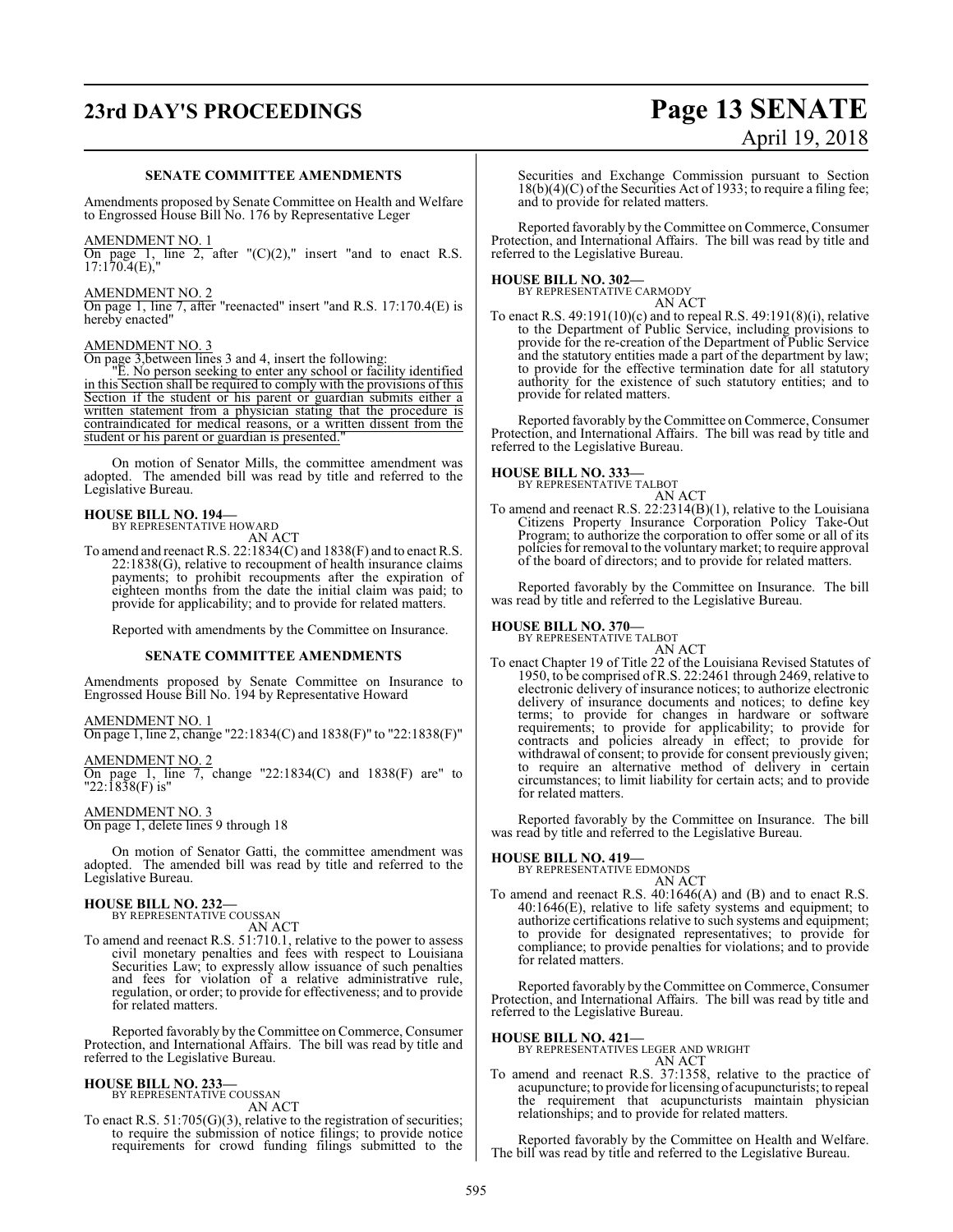### SENATE COMMITTEE AMENDMENTS

Amendments proposed by Senate Committee on Health and Welfare to Engrossed House Bill No. 176 by Representative Leger

AMENDMENT NO. 1

On page 1, line 2, after "(C)(2)," insert "and to enact R.S. 17:170.4(E),"

AMENDMENT NO. 2

On page 1, line 7, after "reenacted" insert "and R.S. 17:170.4(E) is hereby enacted"

AMENDMENT NO. 3

On page 3,between lines 3 and 4, insert the following:

"E. No person seeking to enter any school or facility identified in this Section shall be required to comply with the provisions of this Section if the student or his parent or guardian submits either a written statement from a physician stating that the procedure is contraindicated for medical reasons, or a written dissent from the student or his parent or guardian is presented."

On motion of Senator Mills, the committee amendment was adopted. The amended bill was read by title and referred to the Legislative Bureau.

**HOUSE BILL NO. 194—**
BY REPRESENTATIVE HOWARD
AN ACT

To amend and reenact R.S. 22:1834(C) and 1838(F) and to enact R.S. 22:1838(G), relative to recoupment of health insurance claims payments; to prohibit recoupments after the expiration of eighteen months from the date the initial claim was paid; to provide for applicability; and to provide for related matters.

Reported with amendments by the Committee on Insurance.

### SENATE COMMITTEE AMENDMENTS

Amendments proposed by Senate Committee on Insurance to Engrossed House Bill No. 194 by Representative Howard

AMENDMENT NO. 1

On page 1, line 2, change "22:1834(C) and 1838(F)" to "22:1838(F)"

AMENDMENT NO. 2

On page 1, line 7, change "22:1834(C) and 1838(F) are" to "22:1838(F) is"

AMENDMENT NO. 3

On page 1, delete lines 9 through 18

On motion of Senator Gatti, the committee amendment was adopted. The amended bill was read by title and referred to the Legislative Bureau.

**HOUSE BILL NO. 232—**
BY REPRESENTATIVE COUSSAN
AN ACT

To amend and reenact R.S. 51:710.1, relative to the power to assess civil monetary penalties and fees with respect to Louisiana Securities Law; to expressly allow issuance of such penalties and fees for violation of a relative administrative rule, regulation, or order; to provide for effectiveness; and to provide for related matters.

Reported favorably by the Committee on Commerce, Consumer Protection, and International Affairs. The bill was read by title and referred to the Legislative Bureau.

**HOUSE BILL NO. 233—**
BY REPRESENTATIVE COUSSAN
AN ACT

To enact R.S. 51:705(G)(3), relative to the registration of securities; to require the submission of notice filings; to provide notice requirements for crowd funding filings submitted to the Securities and Exchange Commission pursuant to Section 18(b)(4)(C) of the Securities Act of 1933; to require a filing fee; and to provide for related matters.

Reported favorably by the Committee on Commerce, Consumer Protection, and International Affairs. The bill was read by title and referred to the Legislative Bureau.

**HOUSE BILL NO. 302—**
BY REPRESENTATIVE CARMODY
AN ACT

To enact R.S. 49:191(10)(c) and to repeal R.S. 49:191(8)(i), relative to the Department of Public Service, including provisions to provide for the re-creation of the Department of Public Service and the statutory entities made a part of the department by law; to provide for the effective termination date for all statutory authority for the existence of such statutory entities; and to provide for related matters.

Reported favorably by the Committee on Commerce, Consumer Protection, and International Affairs. The bill was read by title and referred to the Legislative Bureau.

**HOUSE BILL NO. 333—**
BY REPRESENTATIVE TALBOT
AN ACT

To amend and reenact R.S. 22:2314(B)(1), relative to the Louisiana Citizens Property Insurance Corporation Policy Take-Out Program; to authorize the corporation to offer some or all of its policies for removal to the voluntary market; to require approval of the board of directors; and to provide for related matters.

Reported favorably by the Committee on Insurance. The bill was read by title and referred to the Legislative Bureau.

**HOUSE BILL NO. 370—**
BY REPRESENTATIVE TALBOT
AN ACT

To enact Chapter 19 of Title 22 of the Louisiana Revised Statutes of 1950, to be comprised of R.S. 22:2461 through 2469, relative to electronic delivery of insurance notices; to authorize electronic delivery of insurance documents and notices; to define key terms; to provide for changes in hardware or software requirements; to provide for applicability; to provide for contracts and policies already in effect; to provide for withdrawal of consent; to provide for consent previously given; to require an alternative method of delivery in certain circumstances; to limit liability for certain acts; and to provide for related matters.

Reported favorably by the Committee on Insurance. The bill was read by title and referred to the Legislative Bureau.

**HOUSE BILL NO. 419—**
BY REPRESENTATIVE EDMONDS
AN ACT

To amend and reenact R.S. 40:1646(A) and (B) and to enact R.S. 40:1646(E), relative to life safety systems and equipment; to authorize certifications relative to such systems and equipment; to provide for designated representatives; to provide for compliance; to provide penalties for violations; and to provide for related matters.

Reported favorably by the Committee on Commerce, Consumer Protection, and International Affairs. The bill was read by title and referred to the Legislative Bureau.

**HOUSE BILL NO. 421—**
BY REPRESENTATIVES LEGER AND WRIGHT
AN ACT

To amend and reenact R.S. 37:1358, relative to the practice of acupuncture; to provide for licensing of acupuncturists; to repeal the requirement that acupuncturists maintain physician relationships; and to provide for related matters.

Reported favorably by the Committee on Health and Welfare. The bill was read by title and referred to the Legislative Bureau.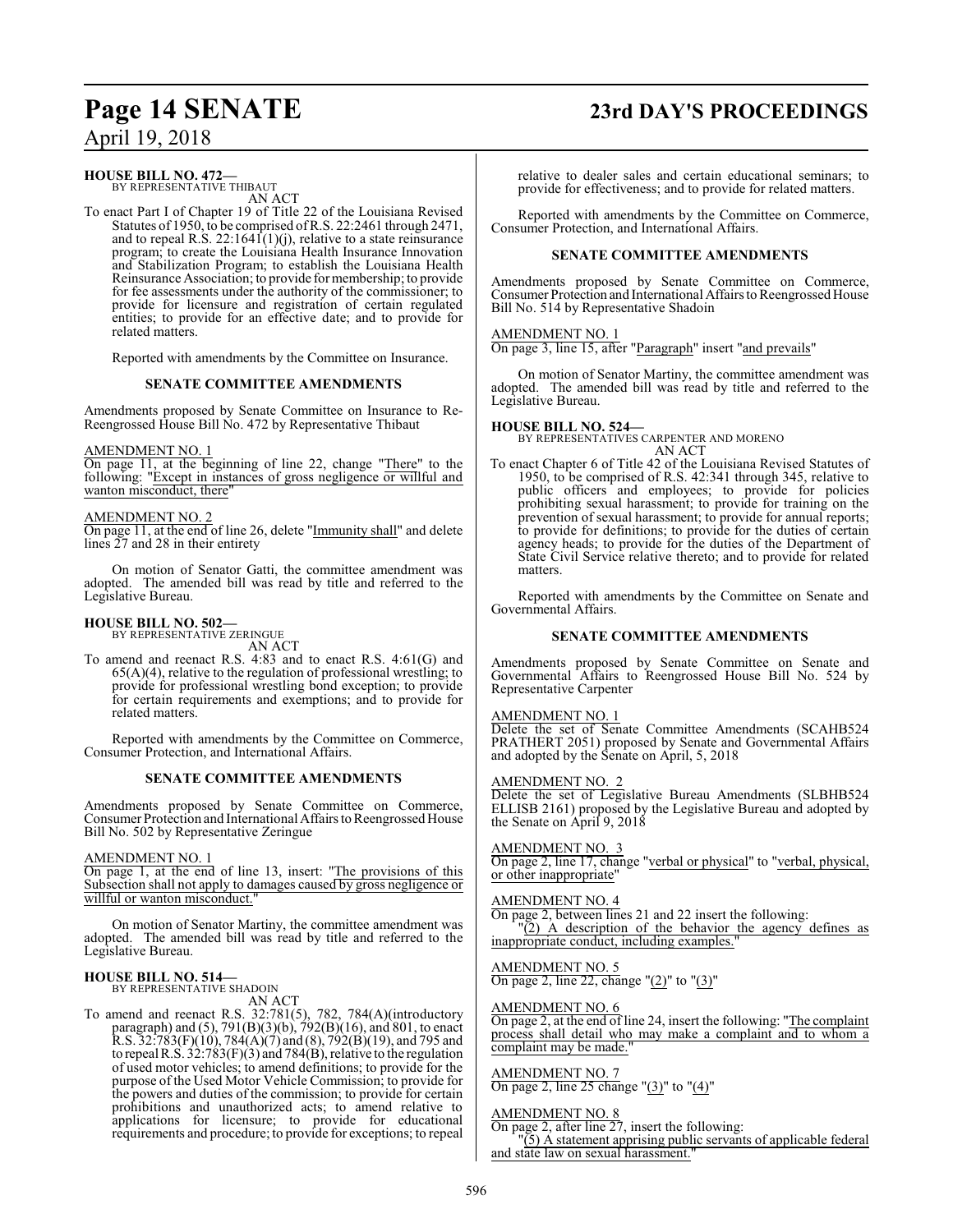**HOUSE BILL NO. 472—**
BY REPRESENTATIVE THIBAUT
AN ACT

To enact Part I of Chapter 19 of Title 22 of the Louisiana Revised Statutes of 1950, to be comprised of R.S. 22:2461 through 2471, and to repeal R.S. 22:1641(1)(j), relative to a state reinsurance program; to create the Louisiana Health Insurance Innovation and Stabilization Program; to establish the Louisiana Health Reinsurance Association; to provide for membership; to provide for fee assessments under the authority of the commissioner; to provide for licensure and registration of certain regulated entities; to provide for an effective date; and to provide for related matters.

Reported with amendments by the Committee on Insurance.

**SENATE COMMITTEE AMENDMENTS**

Amendments proposed by Senate Committee on Insurance to Re-Reengrossed House Bill No. 472 by Representative Thibaut

AMENDMENT NO. 1
On page 11, at the beginning of line 22, change "There" to the following: "Except in instances of gross negligence or willful and wanton misconduct, there"

AMENDMENT NO. 2
On page 11, at the end of line 26, delete "Immunity shall" and delete lines 27 and 28 in their entirety

On motion of Senator Gatti, the committee amendment was adopted. The amended bill was read by title and referred to the Legislative Bureau.

**HOUSE BILL NO. 502—**
BY REPRESENTATIVE ZERINGUE
AN ACT

To amend and reenact R.S. 4:83 and to enact R.S. 4:61(G) and 65(A)(4), relative to the regulation of professional wrestling; to provide for professional wrestling bond exception; to provide for certain requirements and exemptions; and to provide for related matters.

Reported with amendments by the Committee on Commerce, Consumer Protection, and International Affairs.

**SENATE COMMITTEE AMENDMENTS**

Amendments proposed by Senate Committee on Commerce, Consumer Protection and International Affairs to Reengrossed House Bill No. 502 by Representative Zeringue

AMENDMENT NO. 1
On page 1, at the end of line 13, insert: "The provisions of this Subsection shall not apply to damages caused by gross negligence or willful or wanton misconduct."

On motion of Senator Martiny, the committee amendment was adopted. The amended bill was read by title and referred to the Legislative Bureau.

**HOUSE BILL NO. 514—**
BY REPRESENTATIVE SHADOIN
AN ACT

To amend and reenact R.S. 32:781(5), 782, 784(A)(introductory paragraph) and (5), 791(B)(3)(b), 792(B)(16), and 801, to enact R.S. 32:783(F)(10), 784(A)(7) and (8), 792(B)(19), and 795 and to repeal R.S. 32:783(F)(3) and 784(B), relative to the regulation of used motor vehicles; to amend definitions; to provide for the purpose of the Used Motor Vehicle Commission; to provide for the powers and duties of the commission; to provide for certain prohibitions and unauthorized acts; to amend relative to applications for licensure; to provide for educational requirements and procedure; to provide for exceptions; to repeal relative to dealer sales and certain educational seminars; to provide for effectiveness; and to provide for related matters.

Reported with amendments by the Committee on Commerce, Consumer Protection, and International Affairs.

**SENATE COMMITTEE AMENDMENTS**

Amendments proposed by Senate Committee on Commerce, Consumer Protection and International Affairs to Reengrossed House Bill No. 514 by Representative Shadoin

AMENDMENT NO. 1
On page 3, line 15, after "Paragraph" insert "and prevails"

On motion of Senator Martiny, the committee amendment was adopted. The amended bill was read by title and referred to the Legislative Bureau.

**HOUSE BILL NO. 524—**
BY REPRESENTATIVES CARPENTER AND MORENO
AN ACT

To enact Chapter 6 of Title 42 of the Louisiana Revised Statutes of 1950, to be comprised of R.S. 42:341 through 345, relative to public officers and employees; to provide for policies prohibiting sexual harassment; to provide for training on the prevention of sexual harassment; to provide for annual reports; to provide for definitions; to provide for the duties of certain agency heads; to provide for the duties of the Department of State Civil Service relative thereto; and to provide for related matters.

Reported with amendments by the Committee on Senate and Governmental Affairs.

**SENATE COMMITTEE AMENDMENTS**

Amendments proposed by Senate Committee on Senate and Governmental Affairs to Reengrossed House Bill No. 524 by Representative Carpenter

AMENDMENT NO. 1
Delete the set of Senate Committee Amendments (SCAHB524 PRATHERT 2051) proposed by Senate and Governmental Affairs and adopted by the Senate on April, 5, 2018

AMENDMENT NO. 2
Delete the set of Legislative Bureau Amendments (SLBHB524 ELLISB 2161) proposed by the Legislative Bureau and adopted by the Senate on April 9, 2018

AMENDMENT NO. 3
On page 2, line 17, change "verbal or physical" to "verbal, physical, or other inappropriate"

AMENDMENT NO. 4
On page 2, between lines 21 and 22 insert the following:
"(2) A description of the behavior the agency defines as inappropriate conduct, including examples."

AMENDMENT NO. 5
On page 2, line 22, change "(2)" to "(3)"

AMENDMENT NO. 6
On page 2, at the end of line 24, insert the following: "The complaint process shall detail who may make a complaint and to whom a complaint may be made."

AMENDMENT NO. 7
On page 2, line 25 change "(3)" to "(4)"

AMENDMENT NO. 8
On page 2, after line 27, insert the following:
"(5) A statement apprising public servants of applicable federal and state law on sexual harassment."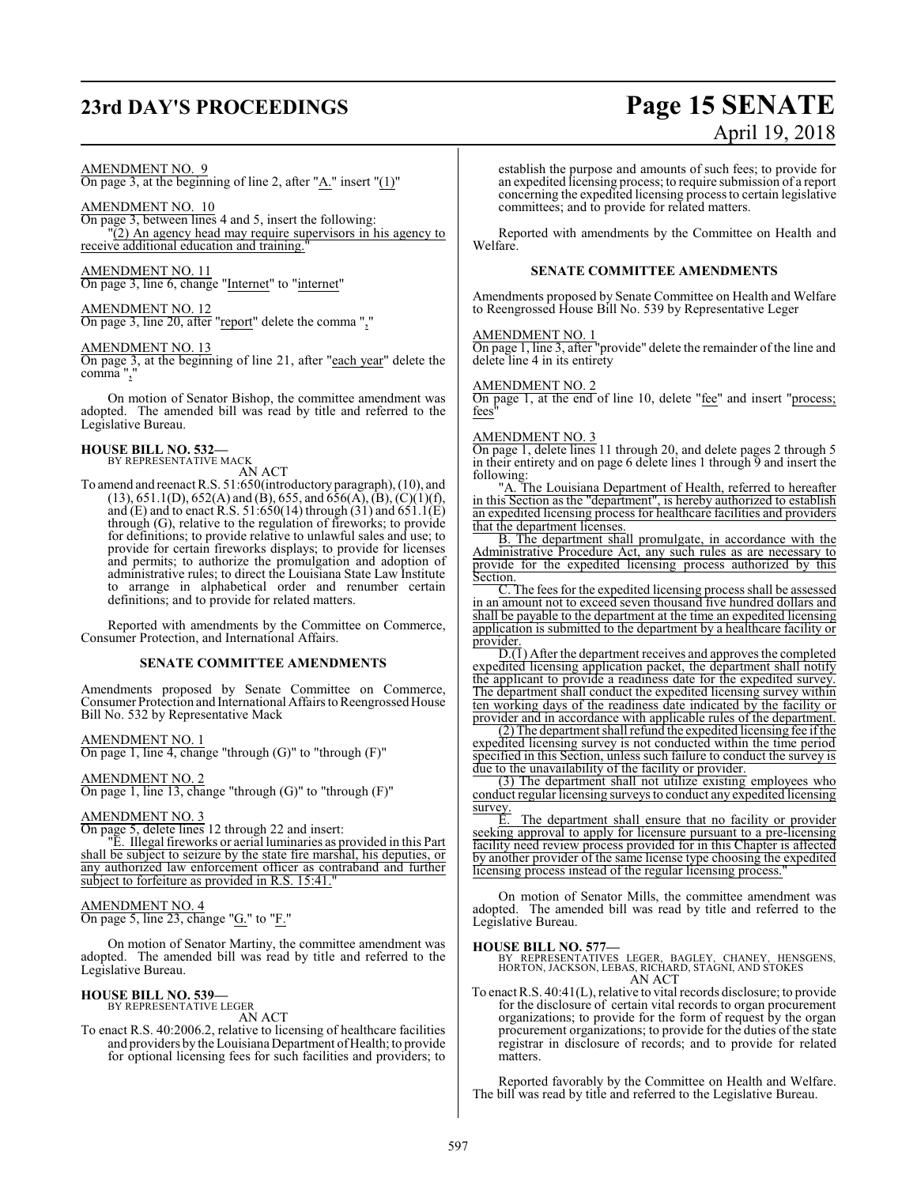AMENDMENT NO. 9
On page 3, at the beginning of line 2, after "A." insert "(1)"

AMENDMENT NO. 10
On page 3, between lines 4 and 5, insert the following:
"(2) An agency head may require supervisors in his agency to receive additional education and training."

AMENDMENT NO. 11
On page 3, line 6, change "Internet" to "internet"

AMENDMENT NO. 12
On page 3, line 20, after "report" delete the comma ","

AMENDMENT NO. 13
On page 3, at the beginning of line 21, after "each year" delete the comma ","

On motion of Senator Bishop, the committee amendment was adopted. The amended bill was read by title and referred to the Legislative Bureau.

**HOUSE BILL NO. 532—**
BY REPRESENTATIVE MACK
AN ACT

To amend and reenact R.S. 51:650(introductory paragraph), (10), and (13), 651.1(D), 652(A) and (B), 655, and 656(A), (B), (C)(1)(f), and (E) and to enact R.S. 51:650(14) through (31) and 651.1(E) through (G), relative to the regulation of fireworks; to provide for definitions; to provide relative to unlawful sales and use; to provide for certain fireworks displays; to provide for licenses and permits; to authorize the promulgation and adoption of administrative rules; to direct the Louisiana State Law Institute to arrange in alphabetical order and renumber certain definitions; and to provide for related matters.

Reported with amendments by the Committee on Commerce, Consumer Protection, and International Affairs.

**SENATE COMMITTEE AMENDMENTS**

Amendments proposed by Senate Committee on Commerce, Consumer Protection and International Affairs to Reengrossed House Bill No. 532 by Representative Mack

AMENDMENT NO. 1
On page 1, line 4, change "through (G)" to "through (F)"

AMENDMENT NO. 2
On page 1, line 13, change "through (G)" to "through (F)"

AMENDMENT NO. 3
On page 5, delete lines 12 through 22 and insert:
"E. Illegal fireworks or aerial luminaries as provided in this Part shall be subject to seizure by the state fire marshal, his deputies, or any authorized law enforcement officer as contraband and further subject to forfeiture as provided in R.S. 15:41."

AMENDMENT NO. 4
On page 5, line 23, change "G." to "F."

On motion of Senator Martiny, the committee amendment was adopted. The amended bill was read by title and referred to the Legislative Bureau.

**HOUSE BILL NO. 539—**
BY REPRESENTATIVE LEGER
AN ACT

To enact R.S. 40:2006.2, relative to licensing of healthcare facilities and providers by the Louisiana Department of Health; to provide for optional licensing fees for such facilities and providers; to establish the purpose and amounts of such fees; to provide for an expedited licensing process; to require submission of a report concerning the expedited licensing process to certain legislative committees; and to provide for related matters.

Reported with amendments by the Committee on Health and Welfare.

**SENATE COMMITTEE AMENDMENTS**

Amendments proposed by Senate Committee on Health and Welfare to Reengrossed House Bill No. 539 by Representative Leger

AMENDMENT NO. 1
On page 1, line 3, after "provide" delete the remainder of the line and delete line 4 in its entirety

AMENDMENT NO. 2
On page 1, at the end of line 10, delete "fee" and insert "process; fees"

AMENDMENT NO. 3
On page 1, delete lines 11 through 20, and delete pages 2 through 5 in their entirety and on page 6 delete lines 1 through 9 and insert the following:

"A. The Louisiana Department of Health, referred to hereafter in this Section as the "department", is hereby authorized to establish an expedited licensing process for healthcare facilities and providers that the department licenses.

B. The department shall promulgate, in accordance with the Administrative Procedure Act, any such rules as are necessary to provide for the expedited licensing process authorized by this Section.

C. The fees for the expedited licensing process shall be assessed in an amount not to exceed seven thousand five hundred dollars and shall be payable to the department at the time an expedited licensing application is submitted to the department by a healthcare facility or provider.

D.(1) After the department receives and approves the completed expedited licensing application packet, the department shall notify the applicant to provide a readiness date for the expedited survey. The department shall conduct the expedited licensing survey within ten working days of the readiness date indicated by the facility or provider and in accordance with applicable rules of the department.

(2) The department shall refund the expedited licensing fee if the expedited licensing survey is not conducted within the time period specified in this Section, unless such failure to conduct the survey is due to the unavailability of the facility or provider.

(3) The department shall not utilize existing employees who conduct regular licensing surveys to conduct any expedited licensing survey.

E. The department shall ensure that no facility or provider seeking approval to apply for licensure pursuant to a pre-licensing facility need review process provided for in this Chapter is affected by another provider of the same license type choosing the expedited licensing process instead of the regular licensing process."

On motion of Senator Mills, the committee amendment was adopted. The amended bill was read by title and referred to the Legislative Bureau.

**HOUSE BILL NO. 577—**
BY REPRESENTATIVES LEGER, BAGLEY, CHANEY, HENSGENS, HORTON, JACKSON, LEBAS, RICHARD, STAGNI, AND STOKES
AN ACT

To enact R.S. 40:41(L), relative to vital records disclosure; to provide for the disclosure of certain vital records to organ procurement organizations; to provide for the form of request by the organ procurement organizations; to provide for the duties of the state registrar in disclosure of records; and to provide for related matters.

Reported favorably by the Committee on Health and Welfare. The bill was read by title and referred to the Legislative Bureau.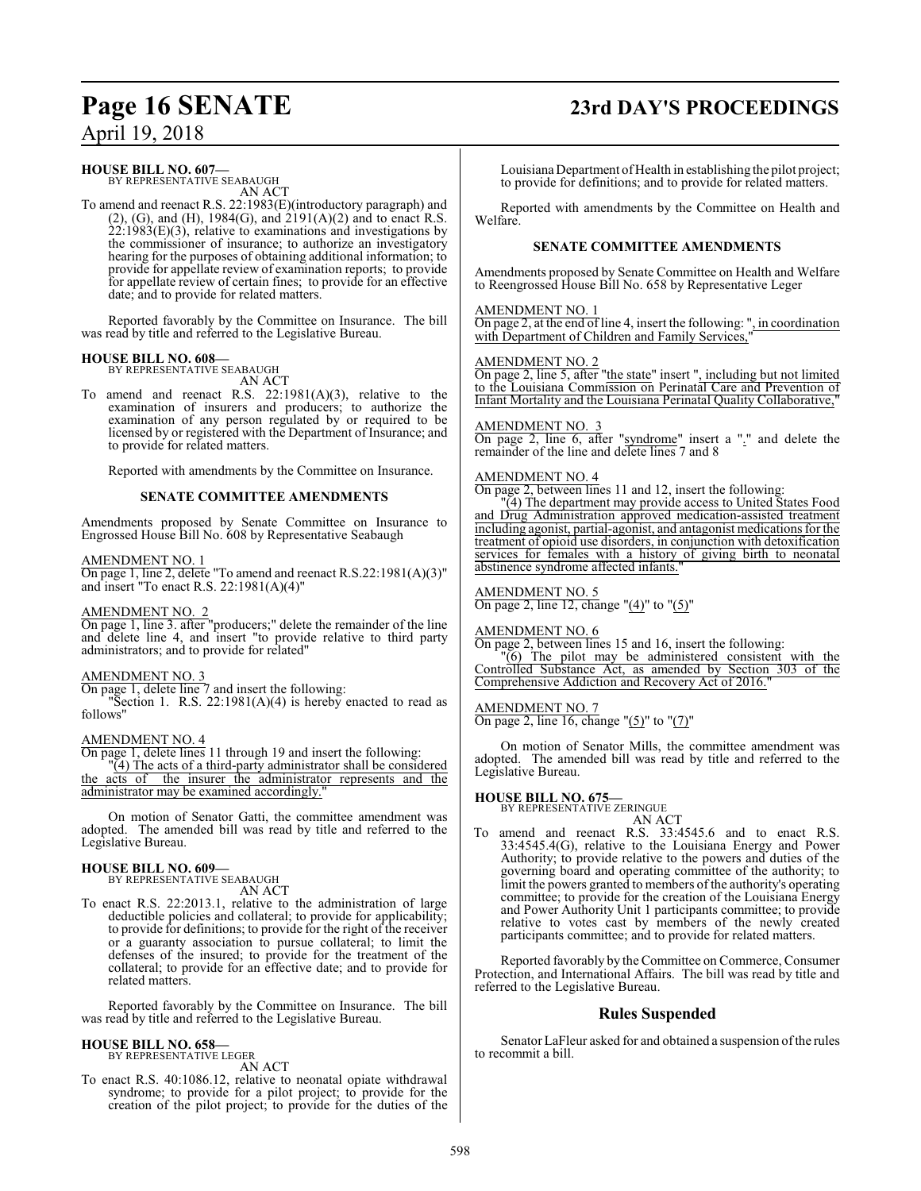**HOUSE BILL NO. 607—**
BY REPRESENTATIVE SEABAUGH
AN ACT

To amend and reenact R.S. 22:1983(E)(introductory paragraph) and (2), (G), and (H), 1984(G), and 2191(A)(2) and to enact R.S. 22:1983(E)(3), relative to examinations and investigations by the commissioner of insurance; to authorize an investigatory hearing for the purposes of obtaining additional information; to provide for appellate review of examination reports; to provide for appellate review of certain fines; to provide for an effective date; and to provide for related matters.

Reported favorably by the Committee on Insurance. The bill was read by title and referred to the Legislative Bureau.

**HOUSE BILL NO. 608—**
BY REPRESENTATIVE SEABAUGH
AN ACT

To amend and reenact R.S. 22:1981(A)(3), relative to the examination of insurers and producers; to authorize the examination of any person regulated by or required to be licensed by or registered with the Department of Insurance; and to provide for related matters.

Reported with amendments by the Committee on Insurance.

### SENATE COMMITTEE AMENDMENTS

Amendments proposed by Senate Committee on Insurance to Engrossed House Bill No. 608 by Representative Seabaugh

AMENDMENT NO. 1
On page 1, line 2, delete "To amend and reenact R.S.22:1981(A)(3)" and insert "To enact R.S. 22:1981(A)(4)"

AMENDMENT NO. 2
On page 1, line 3. after "producers;" delete the remainder of the line and delete line 4, and insert "to provide relative to third party administrators; and to provide for related"

AMENDMENT NO. 3
On page 1, delete line 7 and insert the following:
"Section 1. R.S. 22:1981(A)(4) is hereby enacted to read as follows"

AMENDMENT NO. 4
On page 1, delete lines 11 through 19 and insert the following:
"(4) The acts of a third-party administrator shall be considered the acts of the insurer the administrator represents and the administrator may be examined accordingly."

On motion of Senator Gatti, the committee amendment was adopted. The amended bill was read by title and referred to the Legislative Bureau.

**HOUSE BILL NO. 609—**
BY REPRESENTATIVE SEABAUGH
AN ACT

To enact R.S. 22:2013.1, relative to the administration of large deductible policies and collateral; to provide for applicability; to provide for definitions; to provide for the right of the receiver or a guaranty association to pursue collateral; to limit the defenses of the insured; to provide for the treatment of the collateral; to provide for an effective date; and to provide for related matters.

Reported favorably by the Committee on Insurance. The bill was read by title and referred to the Legislative Bureau.

**HOUSE BILL NO. 658—**
BY REPRESENTATIVE LEGER
AN ACT

To enact R.S. 40:1086.12, relative to neonatal opiate withdrawal syndrome; to provide for a pilot project; to provide for the creation of the pilot project; to provide for the duties of the Louisiana Department of Health in establishing the pilot project; to provide for definitions; and to provide for related matters.

Reported with amendments by the Committee on Health and Welfare.

### SENATE COMMITTEE AMENDMENTS

Amendments proposed by Senate Committee on Health and Welfare to Reengrossed House Bill No. 658 by Representative Leger

AMENDMENT NO. 1
On page 2, at the end of line 4, insert the following: ", in coordination with Department of Children and Family Services,"

AMENDMENT NO. 2
On page 2, line 5, after "the state" insert ", including but not limited to the Louisiana Commission on Perinatal Care and Prevention of Infant Mortality and the Louisiana Perinatal Quality Collaborative,"

AMENDMENT NO. 3
On page 2, line 6, after "syndrome" insert a "." and delete the remainder of the line and delete lines 7 and 8

AMENDMENT NO. 4
On page 2, between lines 11 and 12, insert the following:
"(4) The department may provide access to United States Food and Drug Administration approved medication-assisted treatment including agonist, partial-agonist, and antagonist medications for the treatment of opioid use disorders, in conjunction with detoxification services for females with a history of giving birth to neonatal abstinence syndrome affected infants."

AMENDMENT NO. 5
On page 2, line 12, change "(4)" to "(5)"

AMENDMENT NO. 6
On page 2, between lines 15 and 16, insert the following:
"(6) The pilot may be administered consistent with the Controlled Substance Act, as amended by Section 303 of the Comprehensive Addiction and Recovery Act of 2016."

AMENDMENT NO. 7
On page 2, line 16, change "(5)" to "(7)"

On motion of Senator Mills, the committee amendment was adopted. The amended bill was read by title and referred to the Legislative Bureau.

**HOUSE BILL NO. 675—**
BY REPRESENTATIVE ZERINGUE
AN ACT

To amend and reenact R.S. 33:4545.6 and to enact R.S. 33:4545.4(G), relative to the Louisiana Energy and Power Authority; to provide relative to the powers and duties of the governing board and operating committee of the authority; to limit the powers granted to members of the authority's operating committee; to provide for the creation of the Louisiana Energy and Power Authority Unit 1 participants committee; to provide relative to votes cast by members of the newly created participants committee; and to provide for related matters.

Reported favorably by the Committee on Commerce, Consumer Protection, and International Affairs. The bill was read by title and referred to the Legislative Bureau.

## Rules Suspended

Senator LaFleur asked for and obtained a suspension of the rules to recommit a bill.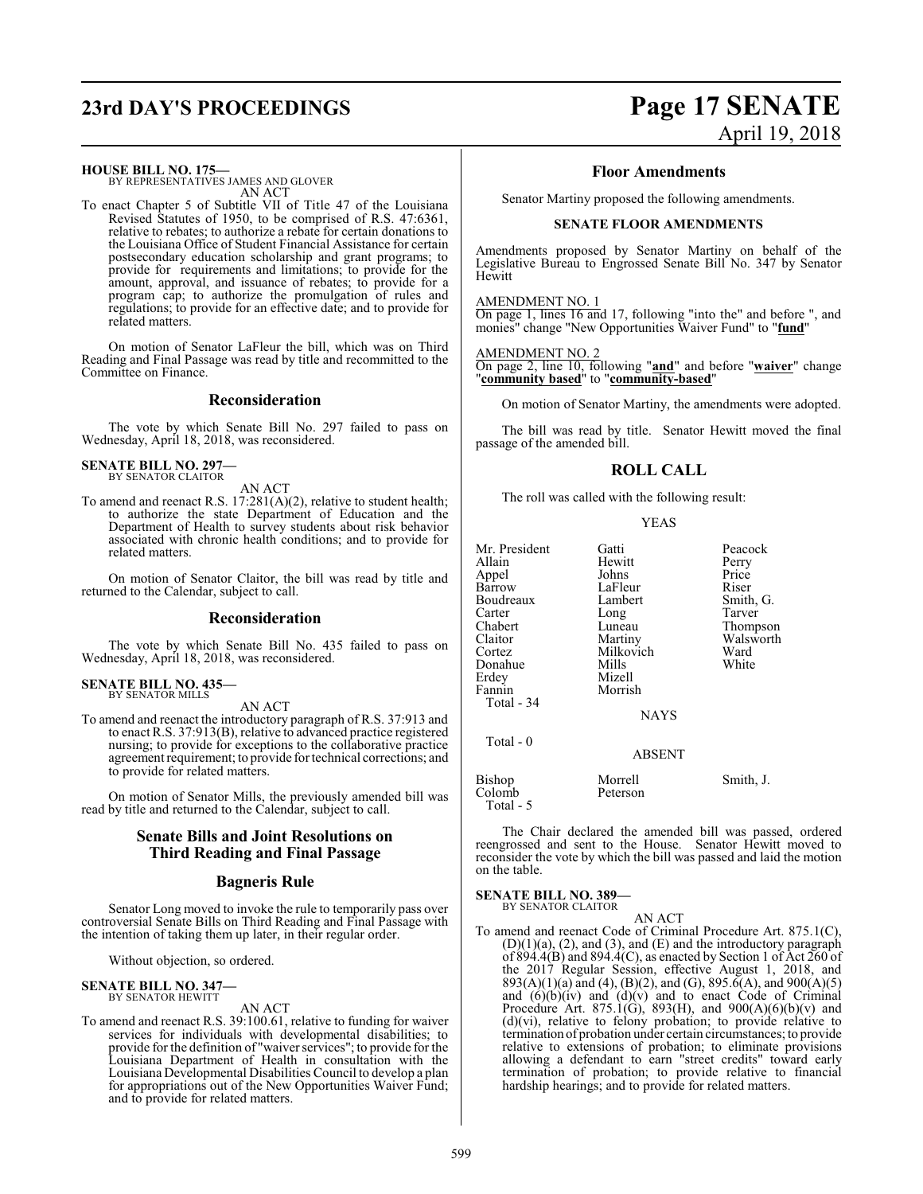**HOUSE BILL NO. 175—**
BY REPRESENTATIVES JAMES AND GLOVER
AN ACT

To enact Chapter 5 of Subtitle VII of Title 47 of the Louisiana Revised Statutes of 1950, to be comprised of R.S. 47:6361, relative to rebates; to authorize a rebate for certain donations to the Louisiana Office of Student Financial Assistance for certain postsecondary education scholarship and grant programs; to provide for requirements and limitations; to provide for the amount, approval, and issuance of rebates; to provide for a program cap; to authorize the promulgation of rules and regulations; to provide for an effective date; and to provide for related matters.

On motion of Senator LaFleur the bill, which was on Third Reading and Final Passage was read by title and recommitted to the Committee on Finance.

## Reconsideration

The vote by which Senate Bill No. 297 failed to pass on Wednesday, April 18, 2018, was reconsidered.

**SENATE BILL NO. 297—**
BY SENATOR CLAITOR
AN ACT

To amend and reenact R.S. 17:281(A)(2), relative to student health; to authorize the state Department of Education and the Department of Health to survey students about risk behavior associated with chronic health conditions; and to provide for related matters.

On motion of Senator Claitor, the bill was read by title and returned to the Calendar, subject to call.

## Reconsideration

The vote by which Senate Bill No. 435 failed to pass on Wednesday, April 18, 2018, was reconsidered.

**SENATE BILL NO. 435—**
BY SENATOR MILLS
AN ACT

To amend and reenact the introductory paragraph of R.S. 37:913 and to enact R.S. 37:913(B), relative to advanced practice registered nursing; to provide for exceptions to the collaborative practice agreement requirement; to provide for technical corrections; and to provide for related matters.

On motion of Senator Mills, the previously amended bill was read by title and returned to the Calendar, subject to call.

## Senate Bills and Joint Resolutions on Third Reading and Final Passage

## Bagneris Rule

Senator Long moved to invoke the rule to temporarily pass over controversial Senate Bills on Third Reading and Final Passage with the intention of taking them up later, in their regular order.

Without objection, so ordered.

**SENATE BILL NO. 347—**
BY SENATOR HEWITT
AN ACT

To amend and reenact R.S. 39:100.61, relative to funding for waiver services for individuals with developmental disabilities; to provide for the definition of "waiver services"; to provide for the Louisiana Department of Health in consultation with the Louisiana Developmental Disabilities Council to develop a plan for appropriations out of the New Opportunities Waiver Fund; and to provide for related matters.

## Floor Amendments

Senator Martiny proposed the following amendments.

### SENATE FLOOR AMENDMENTS

Amendments proposed by Senator Martiny on behalf of the Legislative Bureau to Engrossed Senate Bill No. 347 by Senator Hewitt

AMENDMENT NO. 1
On page 1, lines 16 and 17, following "into the" and before ", and monies" change "New Opportunities Waiver Fund" to "**fund**"

AMENDMENT NO. 2
On page 2, line 10, following "**and**" and before "**waiver**" change "**community based**" to "**community-based**"

On motion of Senator Martiny, the amendments were adopted.

The bill was read by title. Senator Hewitt moved the final passage of the amended bill.

## ROLL CALL

The roll was called with the following result:

YEAS

| | | |
|---|---|---|
| Mr. President | Gatti | Peacock |
| Allain | Hewitt | Perry |
| Appel | Johns | Price |
| Barrow | LaFleur | Riser |
| Boudreaux | Lambert | Smith, G. |
| Carter | Long | Tarver |
| Chabert | Luneau | Thompson |
| Claitor | Martiny | Walsworth |
| Cortez | Milkovich | Ward |
| Donahue | Mills | White |
| Erdey | Mizell | |
| Fannin | Morrish | |

Total - 34

NAYS

Total - 0

ABSENT

| | | |
|---|---|---|
| Bishop | Morrell | Smith, J. |
| Colomb | Peterson | |

Total - 5

The Chair declared the amended bill was passed, ordered reengrossed and sent to the House. Senator Hewitt moved to reconsider the vote by which the bill was passed and laid the motion on the table.

**SENATE BILL NO. 389—**
BY SENATOR CLAITOR
AN ACT

To amend and reenact Code of Criminal Procedure Art. 875.1(C), (D)(1)(a), (2), and (3), and (E) and the introductory paragraph of 894.4(B) and 894.4(C), as enacted by Section 1 of Act 260 of the 2017 Regular Session, effective August 1, 2018, and 893(A)(1)(a) and (4), (B)(2), and (G), 895.6(A), and 900(A)(5) and (6)(b)(iv) and (d)(v) and to enact Code of Criminal Procedure Art. 875.1(G), 893(H), and 900(A)(6)(b)(v) and (d)(vi), relative to felony probation; to provide relative to termination of probation under certain circumstances; to provide relative to extensions of probation; to eliminate provisions allowing a defendant to earn "street credits" toward early termination of probation; to provide relative to financial hardship hearings; and to provide for related matters.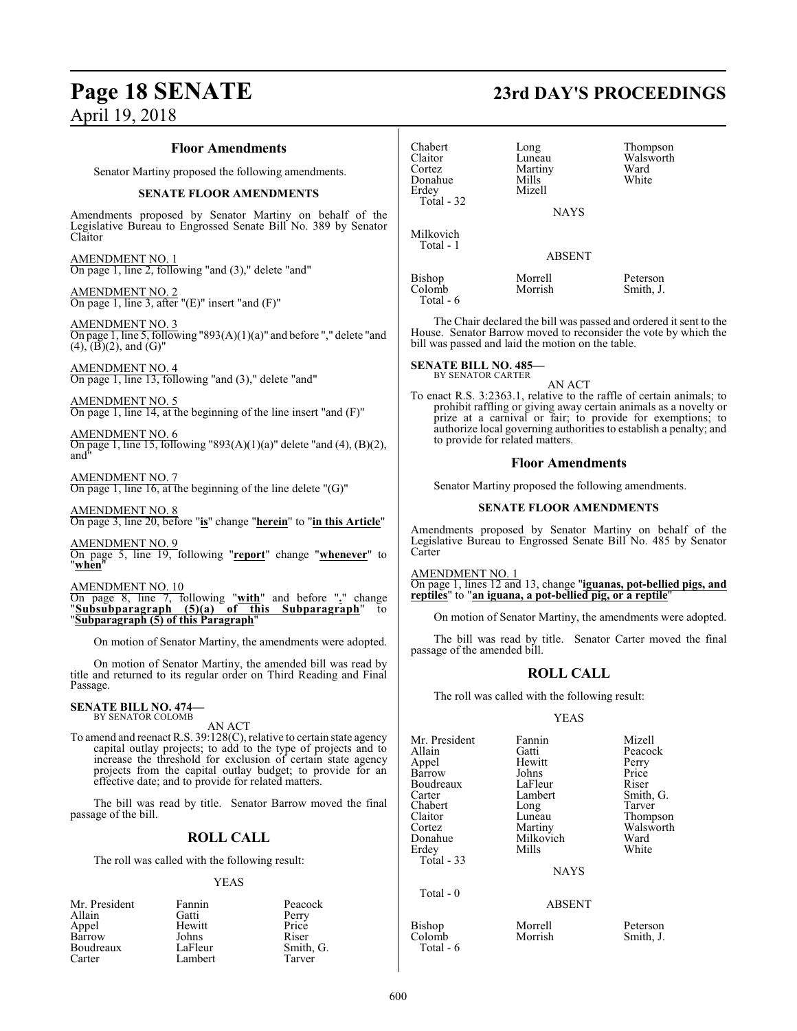### Floor Amendments

Senator Martiny proposed the following amendments.

#### SENATE FLOOR AMENDMENTS

Amendments proposed by Senator Martiny on behalf of the Legislative Bureau to Engrossed Senate Bill No. 389 by Senator Claitor

AMENDMENT NO. 1
On page 1, line 2, following "and (3)," delete "and"

AMENDMENT NO. 2
On page 1, line 3, after "(E)" insert "and (F)"

AMENDMENT NO. 3
On page 1, line 5, following "893(A)(1)(a)" and before "," delete "and (4), (B)(2), and (G)"

AMENDMENT NO. 4
On page 1, line 13, following "and (3)," delete "and"

AMENDMENT NO. 5
On page 1, line 14, at the beginning of the line insert "and (F)"

AMENDMENT NO. 6
On page 1, line 15, following "893(A)(1)(a)" delete "and (4), (B)(2), and"

AMENDMENT NO. 7
On page 1, line 16, at the beginning of the line delete "(G)"

AMENDMENT NO. 8
On page 3, line 20, before "**is**" change "**herein**" to "**in this Article**"

AMENDMENT NO. 9
On page 5, line 19, following "**report**" change "**whenever**" to "**when**"

AMENDMENT NO. 10
On page 8, line 7, following "**with**" and before "**.**" change "**Subsubparagraph (5)(a) of this Subparagraph**" to "**Subparagraph (5) of this Paragraph**"

On motion of Senator Martiny, the amendments were adopted.

On motion of Senator Martiny, the amended bill was read by title and returned to its regular order on Third Reading and Final Passage.

**SENATE BILL NO. 474—**
BY SENATOR COLOMB

AN ACT

To amend and reenact R.S. 39:128(C), relative to certain state agency capital outlay projects; to add to the type of projects and to increase the threshold for exclusion of certain state agency projects from the capital outlay budget; to provide for an effective date; and to provide for related matters.

The bill was read by title. Senator Barrow moved the final passage of the bill.

### ROLL CALL

The roll was called with the following result:

YEAS

| | | |
|---|---|---|
| Mr. President | Fannin | Peacock |
| Allain | Gatti | Perry |
| Appel | Hewitt | Price |
| Barrow | Johns | Riser |
| Boudreaux | LaFleur | Smith, G. |
| Carter | Lambert | Tarver |
| Chabert | Long | Thompson |
| Claitor | Luneau | Walsworth |
| Cortez | Martiny | Ward |
| Donahue | Mills | White |
| Erdey | Mizell | |

Total - 32

NAYS

Milkovich

Total - 1

ABSENT

| | | |
|---|---|---|
| Bishop | Morrell | Peterson |
| Colomb | Morrish | Smith, J. |

Total - 6

The Chair declared the bill was passed and ordered it sent to the House. Senator Barrow moved to reconsider the vote by which the bill was passed and laid the motion on the table.

**SENATE BILL NO. 485—**
BY SENATOR CARTER

AN ACT

To enact R.S. 3:2363.1, relative to the raffle of certain animals; to prohibit raffling or giving away certain animals as a novelty or prize at a carnival or fair; to provide for exemptions; to authorize local governing authorities to establish a penalty; and to provide for related matters.

### Floor Amendments

Senator Martiny proposed the following amendments.

#### SENATE FLOOR AMENDMENTS

Amendments proposed by Senator Martiny on behalf of the Legislative Bureau to Engrossed Senate Bill No. 485 by Senator Carter

AMENDMENT NO. 1
On page 1, lines 12 and 13, change "**iguanas, pot-bellied pigs, and reptiles**" to "**an iguana, a pot-bellied pig, or a reptile**"

On motion of Senator Martiny, the amendments were adopted.

The bill was read by title. Senator Carter moved the final passage of the amended bill.

### ROLL CALL

The roll was called with the following result:

YEAS

| | | |
|---|---|---|
| Mr. President | Fannin | Mizell |
| Allain | Gatti | Peacock |
| Appel | Hewitt | Perry |
| Barrow | Johns | Price |
| Boudreaux | LaFleur | Riser |
| Carter | Lambert | Smith, G. |
| Chabert | Long | Tarver |
| Claitor | Luneau | Thompson |
| Cortez | Martiny | Walsworth |
| Donahue | Milkovich | Ward |
| Erdey | Mills | White |

Total - 33

NAYS

Total - 0

ABSENT

| | | |
|---|---|---|
| Bishop | Morrell | Peterson |
| Colomb | Morrish | Smith, J. |

Total - 6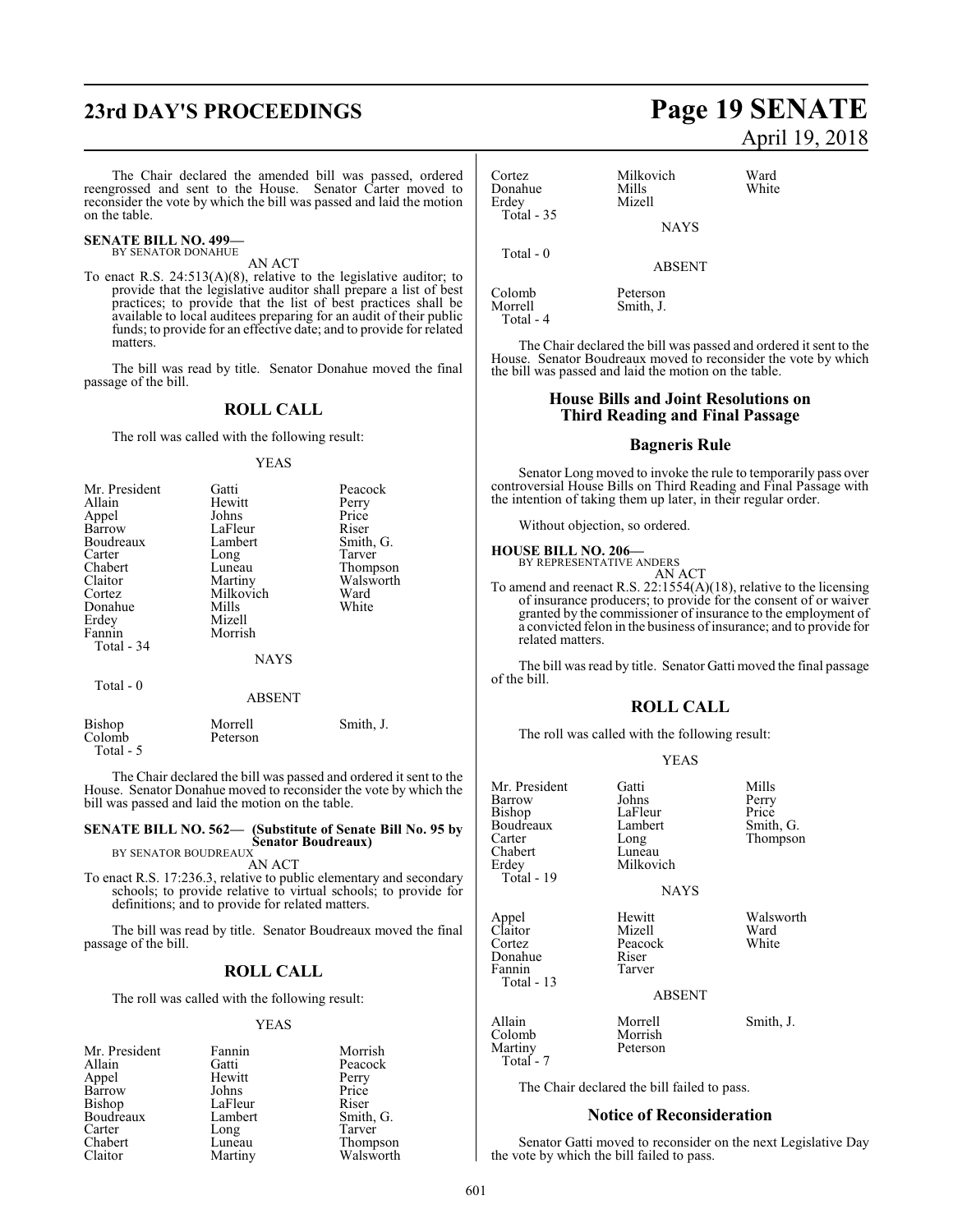The Chair declared the amended bill was passed, ordered reengrossed and sent to the House. Senator Carter moved to reconsider the vote by which the bill was passed and laid the motion on the table.

**SENATE BILL NO. 499—**
BY SENATOR DONAHUE

AN ACT

To enact R.S. 24:513(A)(8), relative to the legislative auditor; to provide that the legislative auditor shall prepare a list of best practices; to provide that the list of best practices shall be available to local auditees preparing for an audit of their public funds; to provide for an effective date; and to provide for related matters.

The bill was read by title. Senator Donahue moved the final passage of the bill.

## ROLL CALL

The roll was called with the following result:

YEAS

| | | |
|---|---|---|
| Mr. President | Gatti | Peacock |
| Allain | Hewitt | Perry |
| Appel | Johns | Price |
| Barrow | LaFleur | Riser |
| Boudreaux | Lambert | Smith, G. |
| Carter | Long | Tarver |
| Chabert | Luneau | Thompson |
| Claitor | Martiny | Walsworth |
| Cortez | Milkovich | Ward |
| Donahue | Mills | White |
| Erdey | Mizell | |
| Fannin | Morrish | |
| Total - 34 | | |

NAYS

Total - 0

ABSENT

| | | |
|---|---|---|
| Bishop | Morrell | Smith, J. |
| Colomb | Peterson | |
| Total - 5 | | |

The Chair declared the bill was passed and ordered it sent to the House. Senator Donahue moved to reconsider the vote by which the bill was passed and laid the motion on the table.

**SENATE BILL NO. 562— (Substitute of Senate Bill No. 95 by Senator Boudreaux)**
BY SENATOR BOUDREAUX

AN ACT

To enact R.S. 17:236.3, relative to public elementary and secondary schools; to provide relative to virtual schools; to provide for definitions; and to provide for related matters.

The bill was read by title. Senator Boudreaux moved the final passage of the bill.

## ROLL CALL

The roll was called with the following result:

YEAS

| | | |
|---|---|---|
| Mr. President | Fannin | Morrish |
| Allain | Gatti | Peacock |
| Appel | Hewitt | Perry |
| Barrow | Johns | Price |
| Bishop | LaFleur | Riser |
| Boudreaux | Lambert | Smith, G. |
| Carter | Long | Tarver |
| Chabert | Luneau | Thompson |
| Claitor | Martiny | Walsworth |
| Cortez | Milkovich | Ward |
| Donahue | Mills | White |
| Erdey | Mizell | |
| Total - 35 | | |

NAYS

Total - 0

ABSENT

| | | |
|---|---|---|
| Colomb | Peterson | |
| Morrell | Smith, J. | |
| Total - 4 | | |

The Chair declared the bill was passed and ordered it sent to the House. Senator Boudreaux moved to reconsider the vote by which the bill was passed and laid the motion on the table.

## House Bills and Joint Resolutions on Third Reading and Final Passage

### Bagneris Rule

Senator Long moved to invoke the rule to temporarily pass over controversial House Bills on Third Reading and Final Passage with the intention of taking them up later, in their regular order.

Without objection, so ordered.

**HOUSE BILL NO. 206—**
BY REPRESENTATIVE ANDERS

AN ACT

To amend and reenact R.S. 22:1554(A)(18), relative to the licensing of insurance producers; to provide for the consent of or waiver granted by the commissioner of insurance to the employment of a convicted felon in the business of insurance; and to provide for related matters.

The bill was read by title. Senator Gatti moved the final passage of the bill.

## ROLL CALL

The roll was called with the following result:

YEAS

| | | |
|---|---|---|
| Mr. President | Gatti | Mills |
| Barrow | Johns | Perry |
| Bishop | LaFleur | Price |
| Boudreaux | Lambert | Smith, G. |
| Carter | Long | Thompson |
| Chabert | Luneau | |
| Erdey | Milkovich | |
| Total - 19 | | |

NAYS

| | | |
|---|---|---|
| Appel | Hewitt | Walsworth |
| Claitor | Mizell | Ward |
| Cortez | Peacock | White |
| Donahue | Riser | |
| Fannin | Tarver | |
| Total - 13 | | |

ABSENT

| | | |
|---|---|---|
| Allain | Morrell | Smith, J. |
| Colomb | Morrish | |
| Martiny | Peterson | |
| Total - 7 | | |

The Chair declared the bill failed to pass.

### Notice of Reconsideration

Senator Gatti moved to reconsider on the next Legislative Day the vote by which the bill failed to pass.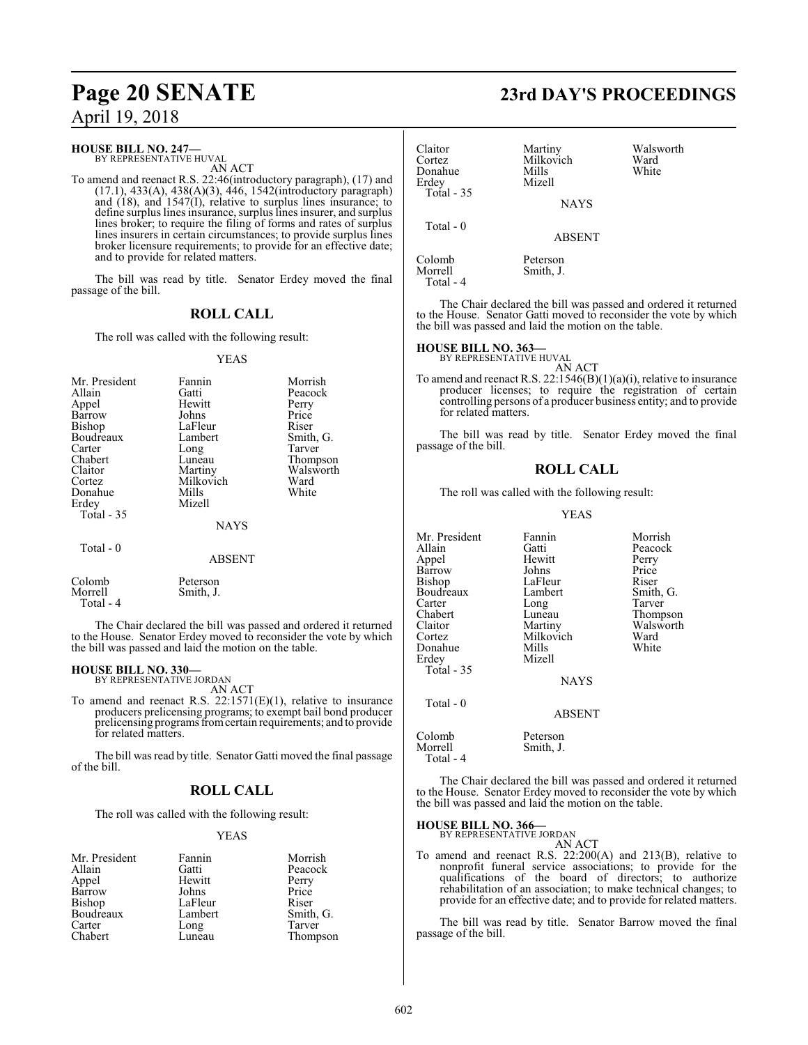**HOUSE BILL NO. 247—**
BY REPRESENTATIVE HUVAL

AN ACT

To amend and reenact R.S. 22:46(introductory paragraph), (17) and (17.1), 433(A), 438(A)(3), 446, 1542(introductory paragraph) and (18), and 1547(I), relative to surplus lines insurance; to define surplus lines insurance, surplus lines insurer, and surplus lines broker; to require the filing of forms and rates of surplus lines insurers in certain circumstances; to provide surplus lines broker licensure requirements; to provide for an effective date; and to provide for related matters.

The bill was read by title. Senator Erdey moved the final passage of the bill.

## ROLL CALL

The roll was called with the following result:

YEAS

| | | |
|---|---|---|
| Mr. President | Fannin | Morrish |
| Allain | Gatti | Peacock |
| Appel | Hewitt | Perry |
| Barrow | Johns | Price |
| Bishop | LaFleur | Riser |
| Boudreaux | Lambert | Smith, G. |
| Carter | Long | Tarver |
| Chabert | Luneau | Thompson |
| Claitor | Martiny | Walsworth |
| Cortez | Milkovich | Ward |
| Donahue | Mills | White |
| Erdey | Mizell | |

Total - 35

NAYS

Total - 0

ABSENT

| | |
|---|---|
| Colomb | Peterson |
| Morrell | Smith, J. |

Total - 4

The Chair declared the bill was passed and ordered it returned to the House. Senator Erdey moved to reconsider the vote by which the bill was passed and laid the motion on the table.

**HOUSE BILL NO. 330—**
BY REPRESENTATIVE JORDAN

AN ACT

To amend and reenact R.S. 22:1571(E)(1), relative to insurance producers prelicensing programs; to exempt bail bond producer prelicensing programs from certain requirements; and to provide for related matters.

The bill was read by title. Senator Gatti moved the final passage of the bill.

## ROLL CALL

The roll was called with the following result:

YEAS

| | | |
|---|---|---|
| Mr. President | Fannin | Morrish |
| Allain | Gatti | Peacock |
| Appel | Hewitt | Perry |
| Barrow | Johns | Price |
| Bishop | LaFleur | Riser |
| Boudreaux | Lambert | Smith, G. |
| Carter | Long | Tarver |
| Chabert | Luneau | Thompson |
| Claitor | Martiny | Walsworth |
| Cortez | Milkovich | Ward |
| Donahue | Mills | White |
| Erdey | Mizell | |

Total - 35

NAYS

Total - 0

ABSENT

| | |
|---|---|
| Colomb | Peterson |
| Morrell | Smith, J. |

Total - 4

The Chair declared the bill was passed and ordered it returned to the House. Senator Gatti moved to reconsider the vote by which the bill was passed and laid the motion on the table.

**HOUSE BILL NO. 363—**
BY REPRESENTATIVE HUVAL

AN ACT

To amend and reenact R.S. 22:1546(B)(1)(a)(i), relative to insurance producer licenses; to require the registration of certain controlling persons of a producer business entity; and to provide for related matters.

The bill was read by title. Senator Erdey moved the final passage of the bill.

## ROLL CALL

The roll was called with the following result:

YEAS

| | | |
|---|---|---|
| Mr. President | Fannin | Morrish |
| Allain | Gatti | Peacock |
| Appel | Hewitt | Perry |
| Barrow | Johns | Price |
| Bishop | LaFleur | Riser |
| Boudreaux | Lambert | Smith, G. |
| Carter | Long | Tarver |
| Chabert | Luneau | Thompson |
| Claitor | Martiny | Walsworth |
| Cortez | Milkovich | Ward |
| Donahue | Mills | White |
| Erdey | Mizell | |

Total - 35

NAYS

Total - 0

ABSENT

| | |
|---|---|
| Colomb | Peterson |
| Morrell | Smith, J. |

Total - 4

The Chair declared the bill was passed and ordered it returned to the House. Senator Erdey moved to reconsider the vote by which the bill was passed and laid the motion on the table.

**HOUSE BILL NO. 366—**
BY REPRESENTATIVE JORDAN

AN ACT

To amend and reenact R.S. 22:200(A) and 213(B), relative to nonprofit funeral service associations; to provide for the qualifications of the board of directors; to authorize rehabilitation of an association; to make technical changes; to provide for an effective date; and to provide for related matters.

The bill was read by title. Senator Barrow moved the final passage of the bill.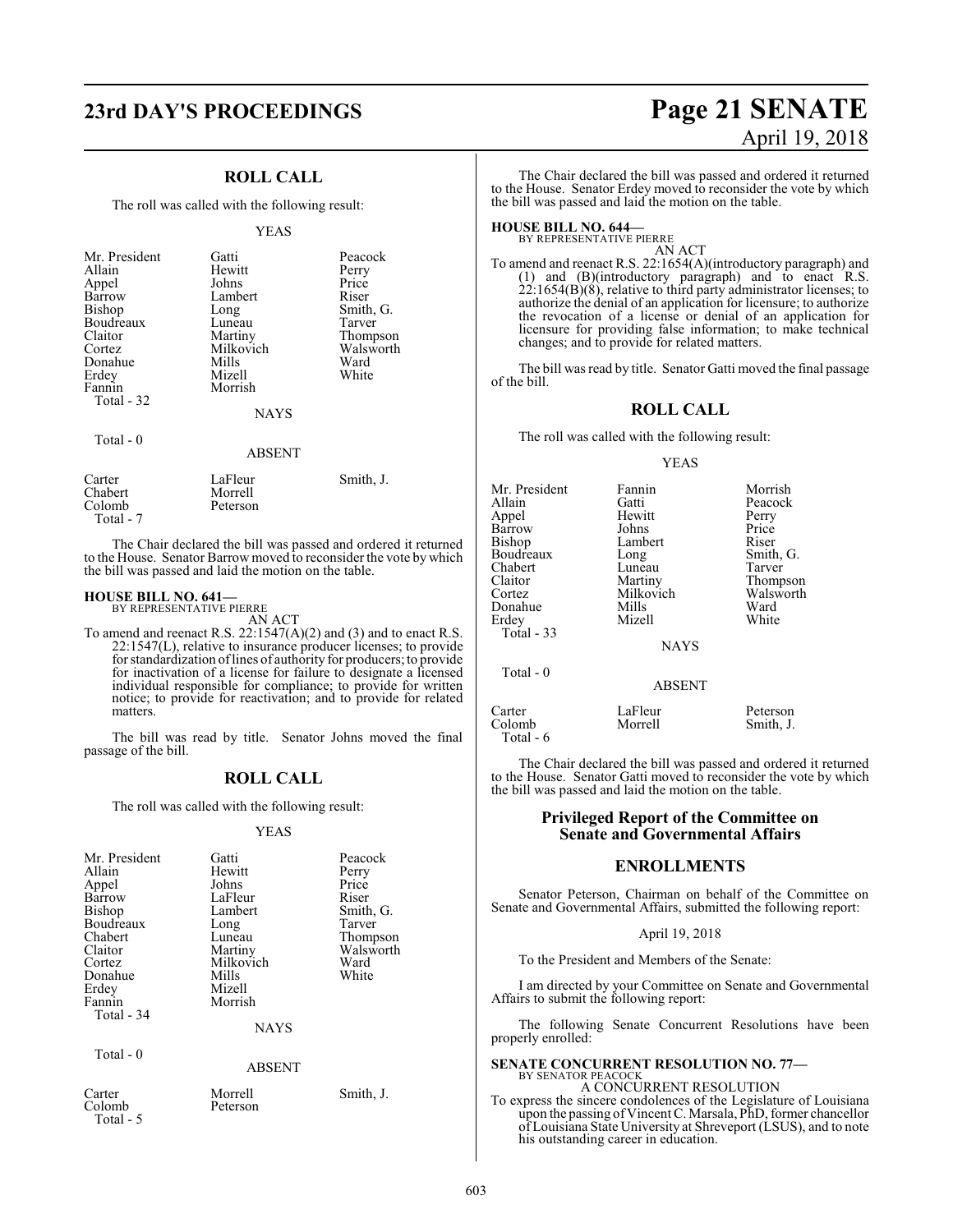## ROLL CALL

The roll was called with the following result:

YEAS

| | | |
|---|---|---|
| Mr. President | Gatti | Peacock |
| Allain | Hewitt | Perry |
| Appel | Johns | Price |
| Barrow | Lambert | Riser |
| Bishop | Long | Smith, G. |
| Boudreaux | Luneau | Tarver |
| Claitor | Martiny | Thompson |
| Cortez | Milkovich | Walsworth |
| Donahue | Mills | Ward |
| Erdey | Mizell | White |
| Fannin | Morrish | |
| Total - 32 | | |

NAYS

Total - 0

ABSENT

| | | |
|---|---|---|
| Carter | LaFleur | Smith, J. |
| Chabert | Morrell | |
| Colomb | Peterson | |
| Total - 7 | | |

The Chair declared the bill was passed and ordered it returned to the House. Senator Barrow moved to reconsider the vote by which the bill was passed and laid the motion on the table.

**HOUSE BILL NO. 641—**
BY REPRESENTATIVE PIERRE
AN ACT
To amend and reenact R.S. 22:1547(A)(2) and (3) and to enact R.S. 22:1547(L), relative to insurance producer licenses; to provide for standardization of lines of authority for producers; to provide for inactivation of a license for failure to designate a licensed individual responsible for compliance; to provide for written notice; to provide for reactivation; and to provide for related matters.

The bill was read by title. Senator Johns moved the final passage of the bill.

## ROLL CALL

The roll was called with the following result:

YEAS

| | | |
|---|---|---|
| Mr. President | Gatti | Peacock |
| Allain | Hewitt | Perry |
| Appel | Johns | Price |
| Barrow | LaFleur | Riser |
| Bishop | Lambert | Smith, G. |
| Boudreaux | Long | Tarver |
| Chabert | Luneau | Thompson |
| Claitor | Martiny | Walsworth |
| Cortez | Milkovich | Ward |
| Donahue | Mills | White |
| Erdey | Mizell | |
| Fannin | Morrish | |
| Total - 34 | | |

NAYS

Total - 0

ABSENT

| | | |
|---|---|---|
| Carter | Morrell | Smith, J. |
| Colomb | Peterson | |
| Total - 5 | | |

The Chair declared the bill was passed and ordered it returned to the House. Senator Erdey moved to reconsider the vote by which the bill was passed and laid the motion on the table.

**HOUSE BILL NO. 644—**
BY REPRESENTATIVE PIERRE
AN ACT
To amend and reenact R.S. 22:1654(A)(introductory paragraph) and (1) and (B)(introductory paragraph) and to enact R.S. 22:1654(B)(8), relative to third party administrator licenses; to authorize the denial of an application for licensure; to authorize the revocation of a license or denial of an application for licensure for providing false information; to make technical changes; and to provide for related matters.

The bill was read by title. Senator Gatti moved the final passage of the bill.

## ROLL CALL

The roll was called with the following result:

YEAS

| | | |
|---|---|---|
| Mr. President | Fannin | Morrish |
| Allain | Gatti | Peacock |
| Appel | Hewitt | Perry |
| Barrow | Johns | Price |
| Bishop | Lambert | Riser |
| Boudreaux | Long | Smith, G. |
| Chabert | Luneau | Tarver |
| Claitor | Martiny | Thompson |
| Cortez | Milkovich | Walsworth |
| Donahue | Mills | Ward |
| Erdey | Mizell | White |
| Total - 33 | | |

NAYS

Total - 0

ABSENT

| | | |
|---|---|---|
| Carter | LaFleur | Peterson |
| Colomb | Morrell | Smith, J. |
| Total - 6 | | |

The Chair declared the bill was passed and ordered it returned to the House. Senator Gatti moved to reconsider the vote by which the bill was passed and laid the motion on the table.

## Privileged Report of the Committee on Senate and Governmental Affairs

## ENROLLMENTS

Senator Peterson, Chairman on behalf of the Committee on Senate and Governmental Affairs, submitted the following report:

April 19, 2018

To the President and Members of the Senate:

I am directed by your Committee on Senate and Governmental Affairs to submit the following report:

The following Senate Concurrent Resolutions have been properly enrolled:

**SENATE CONCURRENT RESOLUTION NO. 77—**
BY SENATOR PEACOCK
A CONCURRENT RESOLUTION
To express the sincere condolences of the Legislature of Louisiana upon the passing of Vincent C. Marsala, PhD, former chancellor of Louisiana State University at Shreveport (LSUS), and to note his outstanding career in education.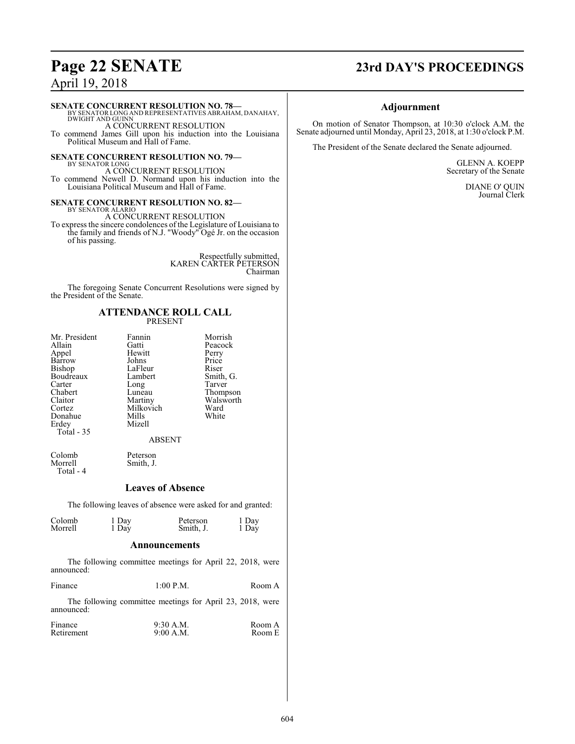**SENATE CONCURRENT RESOLUTION NO. 78—**
BY SENATOR LONG AND REPRESENTATIVES ABRAHAM, DANAHAY, DWIGHT AND GUINN

A CONCURRENT RESOLUTION

To commend James Gill upon his induction into the Louisiana Political Museum and Hall of Fame.

**SENATE CONCURRENT RESOLUTION NO. 79—**
BY SENATOR LONG

A CONCURRENT RESOLUTION

To commend Newell D. Normand upon his induction into the Louisiana Political Museum and Hall of Fame.

**SENATE CONCURRENT RESOLUTION NO. 82—**
BY SENATOR ALARIO

A CONCURRENT RESOLUTION

To express the sincere condolences of the Legislature of Louisiana to the family and friends of N.J. "Woody" Ogé Jr. on the occasion of his passing.

Respectfully submitted,
KAREN CARTER PETERSON
Chairman

The foregoing Senate Concurrent Resolutions were signed by the President of the Senate.

## ATTENDANCE ROLL CALL

PRESENT

| | | |
|---|---|---|
| Mr. President | Fannin | Morrish |
| Allain | Gatti | Peacock |
| Appel | Hewitt | Perry |
| Barrow | Johns | Price |
| Bishop | LaFleur | Riser |
| Boudreaux | Lambert | Smith, G. |
| Carter | Long | Tarver |
| Chabert | Luneau | Thompson |
| Claitor | Martiny | Walsworth |
| Cortez | Milkovich | Ward |
| Donahue | Mills | White |
| Erdey | Mizell | |

Total - 35

ABSENT

| | |
|---|---|
| Colomb | Peterson |
| Morrell | Smith, J. |

Total - 4

## Leaves of Absence

The following leaves of absence were asked for and granted:

| | | | |
|---|---|---|---|
| Colomb | 1 Day | Peterson | 1 Day |
| Morrell | 1 Day | Smith, J. | 1 Day |

## Announcements

The following committee meetings for April 22, 2018, were announced:

| | | |
|---|---|---|
| Finance | 1:00 P.M. | Room A |

The following committee meetings for April 23, 2018, were announced:

| | | |
|---|---|---|
| Finance | 9:30 A.M. | Room A |
| Retirement | 9:00 A.M. | Room E |

## Adjournment

On motion of Senator Thompson, at 10:30 o'clock A.M. the Senate adjourned until Monday, April 23, 2018, at 1:30 o'clock P.M.

The President of the Senate declared the Senate adjourned.

GLENN A. KOEPP
Secretary of the Senate

DIANE O' QUIN
Journal Clerk